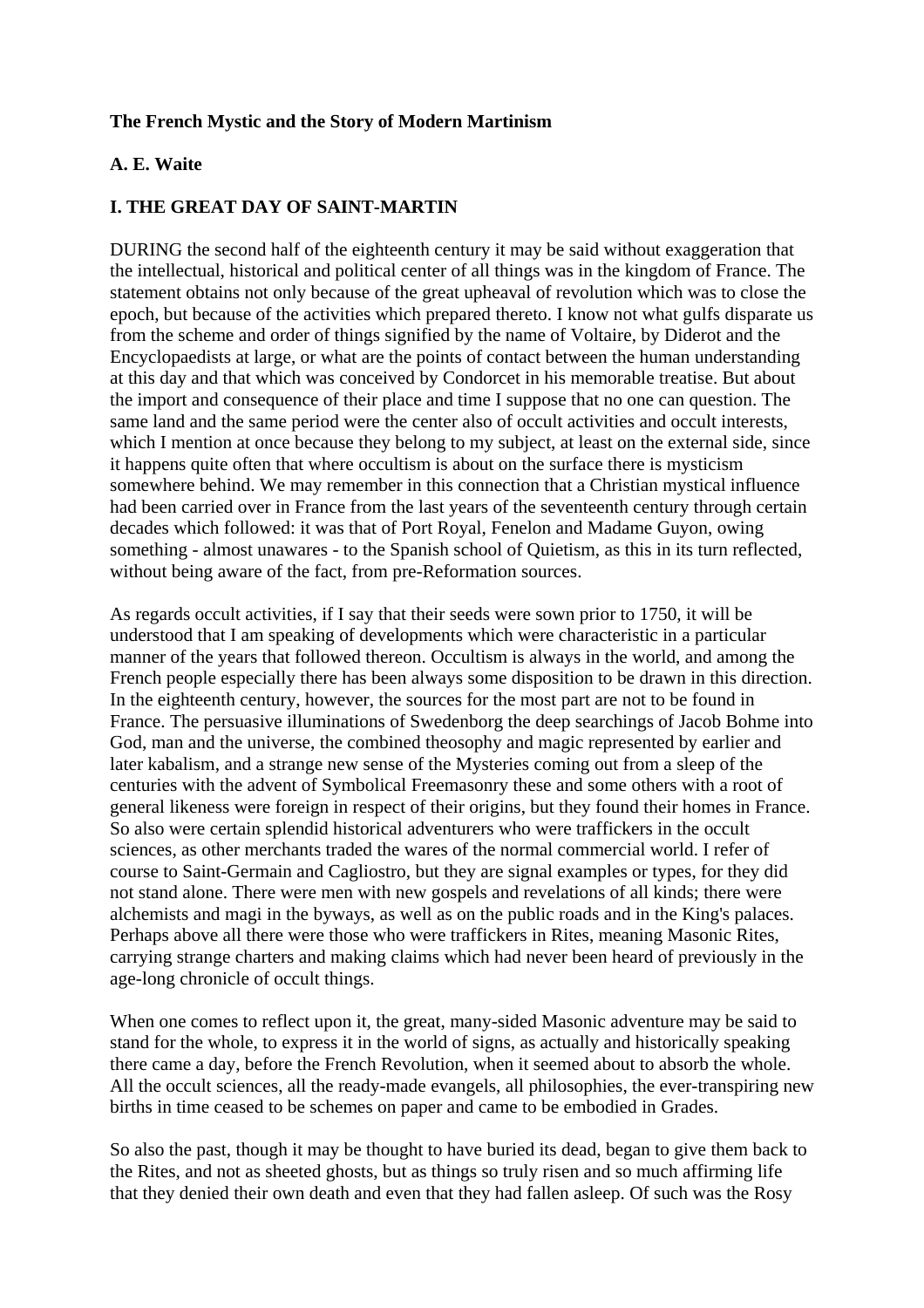**The French Mystic and the Story of Modern Martinism**

**A. E. Waite**

## I. THE GREAT DAY OF SAINT-MARTIN

DURING the second half of the eighteenth century it may be said without exaggeration that the intellectual, historical and political center of all things was in the kingdom of France. The statement obtains not only because of the great upheaval of revolution which was to close the epoch, but because of the activities which prepared thereto. I know not what gulfs disparate us from the scheme and order of things signified by the name of Voltaire, by Diderot and the Encyclopaedists at large, or what are the points of contact between the human understanding at this day and that which was conceived by Condorcet in his memorable treatise. But about the import and consequence of their place and time I suppose that no one can question. The same land and the same period were the center also of occult activities and occult interests, which I mention at once because they belong to my subject, at least on the external side, since it happens quite often that where occultism is about on the surface there is mysticism somewhere behind. We may remember in this connection that a Christian mystical influence had been carried over in France from the last years of the seventeenth century through certain decades which followed: it was that of Port Royal, Fenelon and Madame Guyon, owing something - almost unawares - to the Spanish school of Quietism, as this in its turn reflected, without being aware of the fact, from pre-Reformation sources.

As regards occult activities, if I say that their seeds were sown prior to 1750, it will be understood that I am speaking of developments which were characteristic in a particular manner of the years that followed thereon. Occultism is always in the world, and among the French people especially there has been always some disposition to be drawn in this direction. In the eighteenth century, however, the sources for the most part are not to be found in France. The persuasive illuminations of Swedenborg the deep searchings of Jacob Bohme into God, man and the universe, the combined theosophy and magic represented by earlier and later kabalism, and a strange new sense of the Mysteries coming out from a sleep of the centuries with the advent of Symbolical Freemasonry these and some others with a root of general likeness were foreign in respect of their origins, but they found their homes in France. So also were certain splendid historical adventurers who were traffickers in the occult sciences, as other merchants traded the wares of the normal commercial world. I refer of course to Saint-Germain and Cagliostro, but they are signal examples or types, for they did not stand alone. There were men with new gospels and revelations of all kinds; there were alchemists and magi in the byways, as well as on the public roads and in the King's palaces. Perhaps above all there were those who were traffickers in Rites, meaning Masonic Rites, carrying strange charters and making claims which had never been heard of previously in the age-long chronicle of occult things.

When one comes to reflect upon it, the great, many-sided Masonic adventure may be said to stand for the whole, to express it in the world of signs, as actually and historically speaking there came a day, before the French Revolution, when it seemed about to absorb the whole. All the occult sciences, all the ready-made evangels, all philosophies, the ever-transpiring new births in time ceased to be schemes on paper and came to be embodied in Grades.

So also the past, though it may be thought to have buried its dead, began to give them back to the Rites, and not as sheeted ghosts, but as things so truly risen and so much affirming life that they denied their own death and even that they had fallen asleep. Of such was the Rosy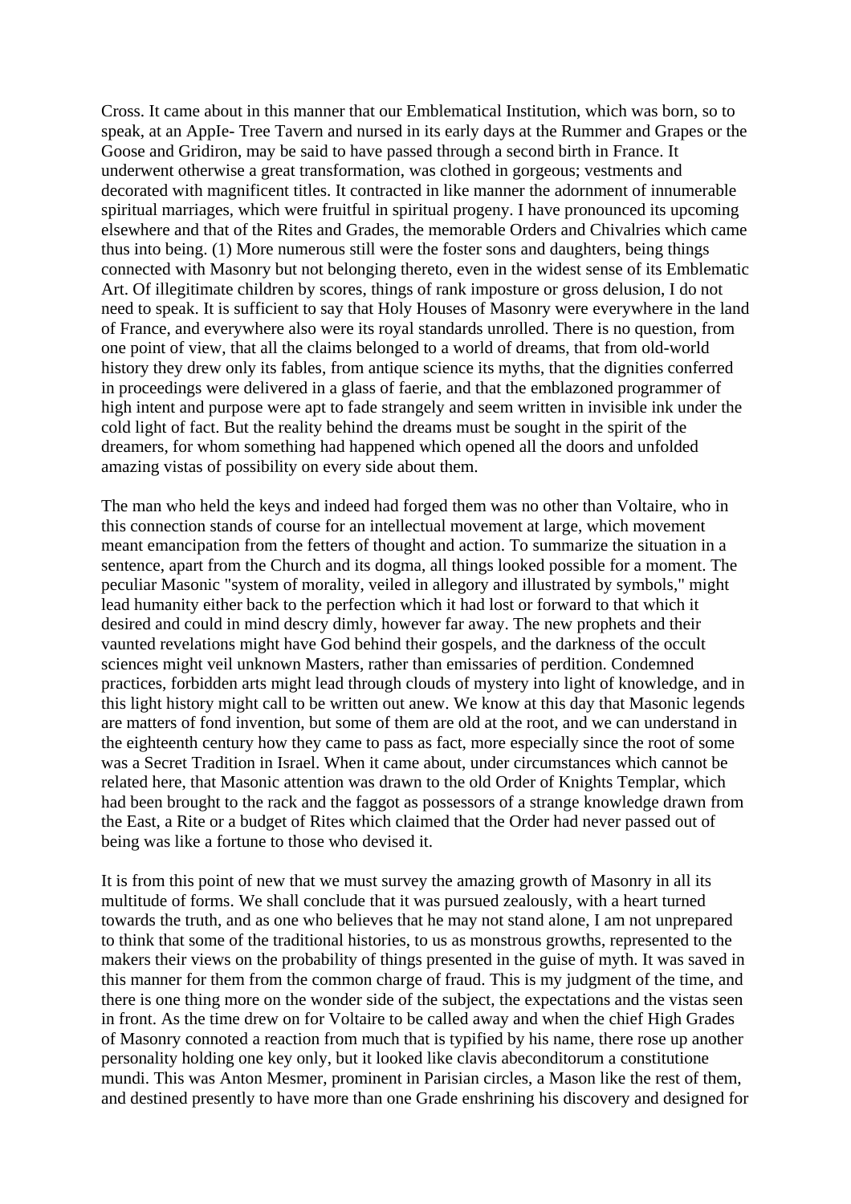Cross. It came about in this manner that our Emblematical Institution, which was born, so to speak, at an AppIe- Tree Tavern and nursed in its early days at the Rummer and Grapes or the Goose and Gridiron, may be said to have passed through a second birth in France. It underwent otherwise a great transformation, was clothed in gorgeous; vestments and decorated with magnificent titles. It contracted in like manner the adornment of innumerable spiritual marriages, which were fruitful in spiritual progeny. I have pronounced its upcoming elsewhere and that of the Rites and Grades, the memorable Orders and Chivalries which came thus into being. (1) More numerous still were the foster sons and daughters, being things connected with Masonry but not belonging thereto, even in the widest sense of its Emblematic Art. Of illegitimate children by scores, things of rank imposture or gross delusion, I do not need to speak. It is sufficient to say that Holy Houses of Masonry were everywhere in the land of France, and everywhere also were its royal standards unrolled. There is no question, from one point of view, that all the claims belonged to a world of dreams, that from old-world history they drew only its fables, from antique science its myths, that the dignities conferred in proceedings were delivered in a glass of faerie, and that the emblazoned programmer of high intent and purpose were apt to fade strangely and seem written in invisible ink under the cold light of fact. But the reality behind the dreams must be sought in the spirit of the dreamers, for whom something had happened which opened all the doors and unfolded amazing vistas of possibility on every side about them.

The man who held the keys and indeed had forged them was no other than Voltaire, who in this connection stands of course for an intellectual movement at large, which movement meant emancipation from the fetters of thought and action. To summarize the situation in a sentence, apart from the Church and its dogma, all things looked possible for a moment. The peculiar Masonic "system of morality, veiled in allegory and illustrated by symbols," might lead humanity either back to the perfection which it had lost or forward to that which it desired and could in mind descry dimly, however far away. The new prophets and their vaunted revelations might have God behind their gospels, and the darkness of the occult sciences might veil unknown Masters, rather than emissaries of perdition. Condemned practices, forbidden arts might lead through clouds of mystery into light of knowledge, and in this light history might call to be written out anew. We know at this day that Masonic legends are matters of fond invention, but some of them are old at the root, and we can understand in the eighteenth century how they came to pass as fact, more especially since the root of some was a Secret Tradition in Israel. When it came about, under circumstances which cannot be related here, that Masonic attention was drawn to the old Order of Knights Templar, which had been brought to the rack and the faggot as possessors of a strange knowledge drawn from the East, a Rite or a budget of Rites which claimed that the Order had never passed out of being was like a fortune to those who devised it.

It is from this point of new that we must survey the amazing growth of Masonry in all its multitude of forms. We shall conclude that it was pursued zealously, with a heart turned towards the truth, and as one who believes that he may not stand alone, I am not unprepared to think that some of the traditional histories, to us as monstrous growths, represented to the makers their views on the probability of things presented in the guise of myth. It was saved in this manner for them from the common charge of fraud. This is my judgment of the time, and there is one thing more on the wonder side of the subject, the expectations and the vistas seen in front. As the time drew on for Voltaire to be called away and when the chief High Grades of Masonry connoted a reaction from much that is typified by his name, there rose up another personality holding one key only, but it looked like clavis abeconditorum a constitutione mundi. This was Anton Mesmer, prominent in Parisian circles, a Mason like the rest of them, and destined presently to have more than one Grade enshrining his discovery and designed for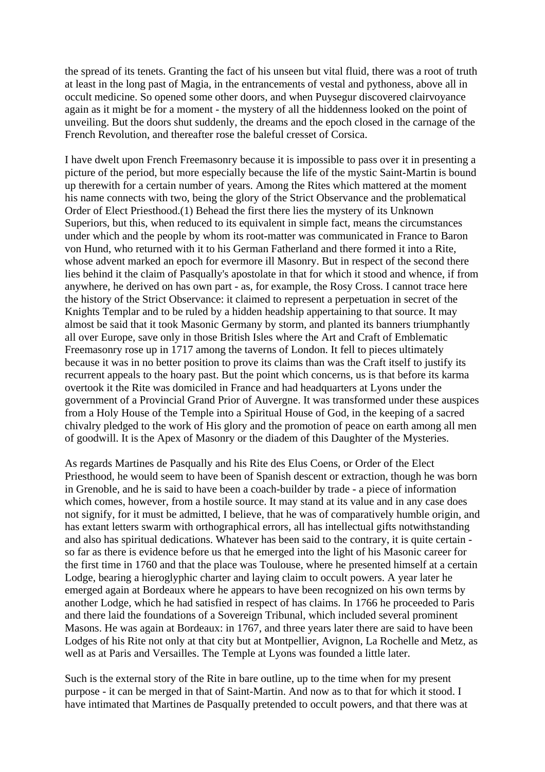the spread of its tenets. Granting the fact of his unseen but vital fluid, there was a root of truth at least in the long past of Magia, in the entrancements of vestal and pythoness, above all in occult medicine. So opened some other doors, and when Puysegur discovered clairvoyance again as it might be for a moment - the mystery of all the hiddenness looked on the point of unveiling. But the doors shut suddenly, the dreams and the epoch closed in the carnage of the French Revolution, and thereafter rose the baleful cresset of Corsica.

I have dwelt upon French Freemasonry because it is impossible to pass over it in presenting a picture of the period, but more especially because the life of the mystic Saint-Martin is bound up therewith for a certain number of years. Among the Rites which mattered at the moment his name connects with two, being the glory of the Strict Observance and the problematical Order of Elect Priesthood.(1) Behead the first there lies the mystery of its Unknown Superiors, but this, when reduced to its equivalent in simple fact, means the circumstances under which and the people by whom its root-matter was communicated in France to Baron von Hund, who returned with it to his German Fatherland and there formed it into a Rite, whose advent marked an epoch for evermore ill Masonry. But in respect of the second there lies behind it the claim of Pasqually's apostolate in that for which it stood and whence, if from anywhere, he derived on has own part - as, for example, the Rosy Cross. I cannot trace here the history of the Strict Observance: it claimed to represent a perpetuation in secret of the Knights Templar and to be ruled by a hidden headship appertaining to that source. It may almost be said that it took Masonic Germany by storm, and planted its banners triumphantly all over Europe, save only in those British Isles where the Art and Craft of Emblematic Freemasonry rose up in 1717 among the taverns of London. It fell to pieces ultimately because it was in no better position to prove its claims than was the Craft itself to justify its recurrent appeals to the hoary past. But the point which concerns, us is that before its karma overtook it the Rite was domiciled in France and had headquarters at Lyons under the government of a Provincial Grand Prior of Auvergne. It was transformed under these auspices from a Holy House of the Temple into a Spiritual House of God, in the keeping of a sacred chivalry pledged to the work of His glory and the promotion of peace on earth among all men of goodwill. It is the Apex of Masonry or the diadem of this Daughter of the Mysteries.

As regards Martines de Pasqually and his Rite des Elus Coens, or Order of the Elect Priesthood, he would seem to have been of Spanish descent or extraction, though he was born in Grenoble, and he is said to have been a coach-builder by trade - a piece of information which comes, however, from a hostile source. It may stand at its value and in any case does not signify, for it must be admitted, I believe, that he was of comparatively humble origin, and has extant letters swarm with orthographical errors, all has intellectual gifts notwithstanding and also has spiritual dedications. Whatever has been said to the contrary, it is quite certain - so far as there is evidence before us that he emerged into the light of his Masonic career for the first time in 1760 and that the place was Toulouse, where he presented himself at a certain Lodge, bearing a hieroglyphic charter and laying claim to occult powers. A year later he emerged again at Bordeaux where he appears to have been recognized on his own terms by another Lodge, which he had satisfied in respect of has claims. In 1766 he proceeded to Paris and there laid the foundations of a Sovereign Tribunal, which included several prominent Masons. He was again at Bordeaux: in 1767, and three years later there are said to have been Lodges of his Rite not only at that city but at Montpellier, Avignon, La Rochelle and Metz, as well as at Paris and Versailles. The Temple at Lyons was founded a little later.

Such is the external story of the Rite in bare outline, up to the time when for my present purpose - it can be merged in that of Saint-Martin. And now as to that for which it stood. I have intimated that Martines de PasqualIy pretended to occult powers, and that there was at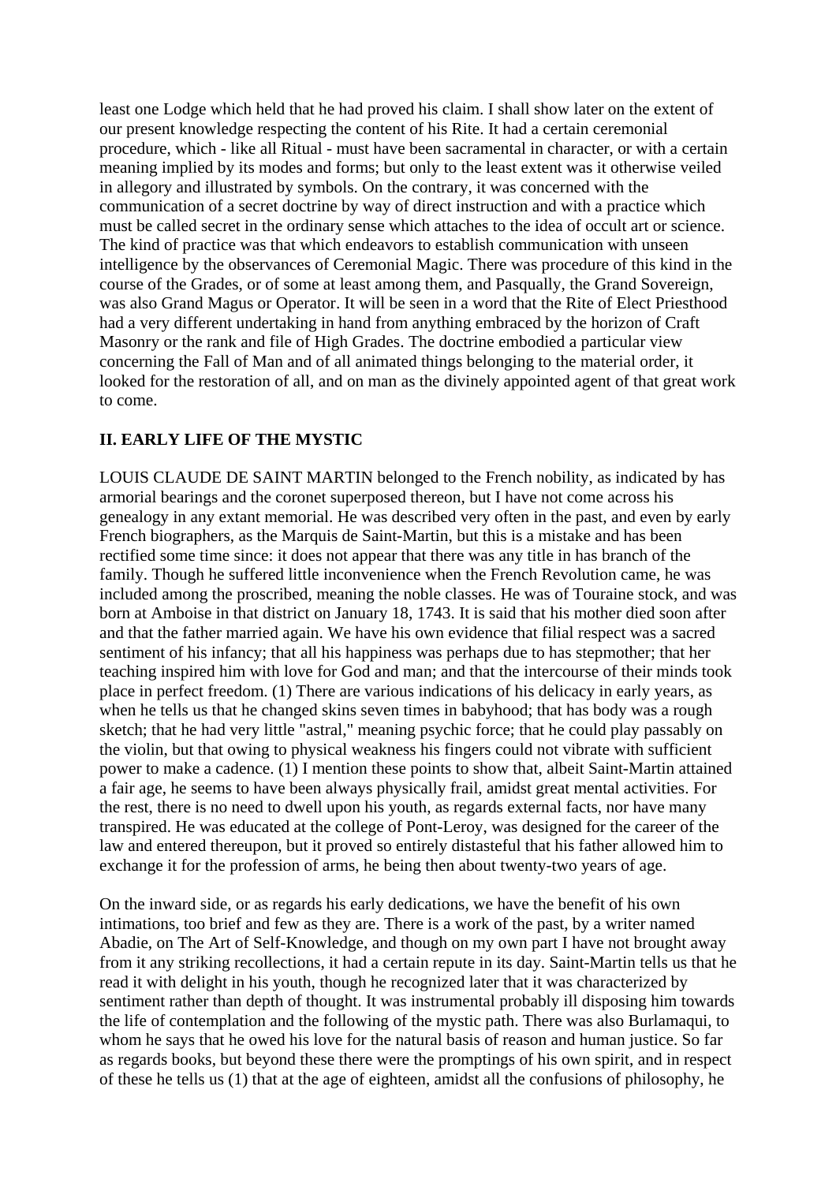least one Lodge which held that he had proved his claim. I shall show later on the extent of our present knowledge respecting the content of his Rite. It had a certain ceremonial procedure, which - like all Ritual - must have been sacramental in character, or with a certain meaning implied by its modes and forms; but only to the least extent was it otherwise veiled in allegory and illustrated by symbols. On the contrary, it was concerned with the communication of a secret doctrine by way of direct instruction and with a practice which must be called secret in the ordinary sense which attaches to the idea of occult art or science. The kind of practice was that which endeavors to establish communication with unseen intelligence by the observances of Ceremonial Magic. There was procedure of this kind in the course of the Grades, or of some at least among them, and Pasqually, the Grand Sovereign, was also Grand Magus or Operator. It will be seen in a word that the Rite of Elect Priesthood had a very different undertaking in hand from anything embraced by the horizon of Craft Masonry or the rank and file of High Grades. The doctrine embodied a particular view concerning the Fall of Man and of all animated things belonging to the material order, it looked for the restoration of all, and on man as the divinely appointed agent of that great work to come.

## II. EARLY LIFE OF THE MYSTIC

LOUIS CLAUDE DE SAINT MARTIN belonged to the French nobility, as indicated by has armorial bearings and the coronet superposed thereon, but I have not come across his genealogy in any extant memorial. He was described very often in the past, and even by early French biographers, as the Marquis de Saint-Martin, but this is a mistake and has been rectified some time since: it does not appear that there was any title in has branch of the family. Though he suffered little inconvenience when the French Revolution came, he was included among the proscribed, meaning the noble classes. He was of Touraine stock, and was born at Amboise in that district on January 18, 1743. It is said that his mother died soon after and that the father married again. We have his own evidence that filial respect was a sacred sentiment of his infancy; that all his happiness was perhaps due to has stepmother; that her teaching inspired him with love for God and man; and that the intercourse of their minds took place in perfect freedom. (1) There are various indications of his delicacy in early years, as when he tells us that he changed skins seven times in babyhood; that has body was a rough sketch; that he had very little "astral," meaning psychic force; that he could play passably on the violin, but that owing to physical weakness his fingers could not vibrate with sufficient power to make a cadence. (1) I mention these points to show that, albeit Saint-Martin attained a fair age, he seems to have been always physically frail, amidst great mental activities. For the rest, there is no need to dwell upon his youth, as regards external facts, nor have many transpired. He was educated at the college of Pont-Leroy, was designed for the career of the law and entered thereupon, but it proved so entirely distasteful that his father allowed him to exchange it for the profession of arms, he being then about twenty-two years of age.

On the inward side, or as regards his early dedications, we have the benefit of his own intimations, too brief and few as they are. There is a work of the past, by a writer named Abadie, on The Art of Self-Knowledge, and though on my own part I have not brought away from it any striking recollections, it had a certain repute in its day. Saint-Martin tells us that he read it with delight in his youth, though he recognized later that it was characterized by sentiment rather than depth of thought. It was instrumental probably ill disposing him towards the life of contemplation and the following of the mystic path. There was also Burlamaqui, to whom he says that he owed his love for the natural basis of reason and human justice. So far as regards books, but beyond these there were the promptings of his own spirit, and in respect of these he tells us (1) that at the age of eighteen, amidst all the confusions of philosophy, he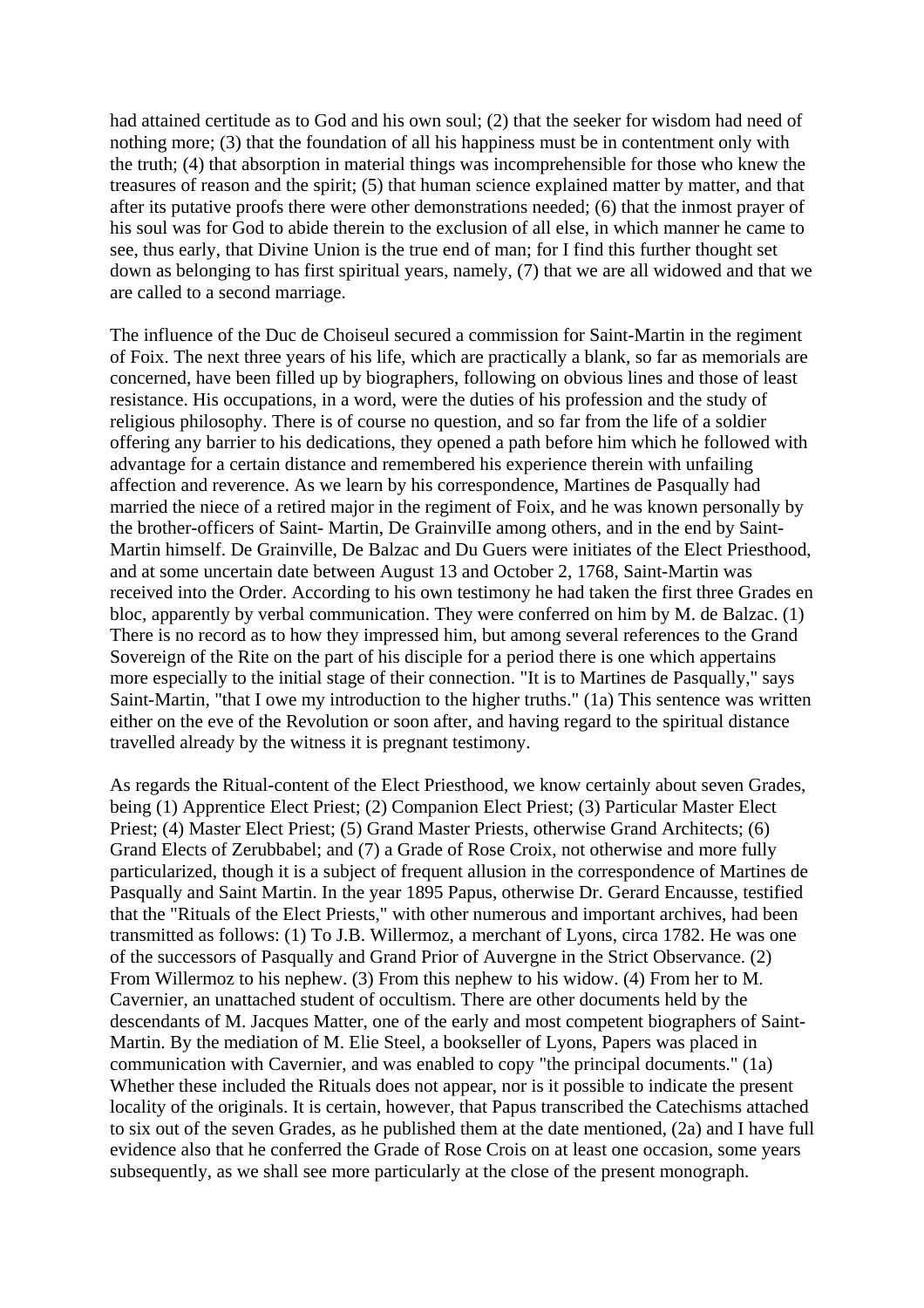had attained certitude as to God and his own soul; (2) that the seeker for wisdom had need of nothing more; (3) that the foundation of all his happiness must be in contentment only with the truth; (4) that absorption in material things was incomprehensible for those who knew the treasures of reason and the spirit; (5) that human science explained matter by matter, and that after its putative proofs there were other demonstrations needed; (6) that the inmost prayer of his soul was for God to abide therein to the exclusion of all else, in which manner he came to see, thus early, that Divine Union is the true end of man; for I find this further thought set down as belonging to has first spiritual years, namely, (7) that we are all widowed and that we are called to a second marriage.

The influence of the Duc de Choiseul secured a commission for Saint-Martin in the regiment of Foix. The next three years of his life, which are practically a blank, so far as memorials are concerned, have been filled up by biographers, following on obvious lines and those of least resistance. His occupations, in a word, were the duties of his profession and the study of religious philosophy. There is of course no question, and so far from the life of a soldier offering any barrier to his dedications, they opened a path before him which he followed with advantage for a certain distance and remembered his experience therein with unfailing affection and reverence. As we learn by his correspondence, Martines de Pasqually had married the niece of a retired major in the regiment of Foix, and he was known personally by the brother-officers of Saint- Martin, De Grainville among others, and in the end by Saint-Martin himself. De Grainville, De Balzac and Du Guers were initiates of the Elect Priesthood, and at some uncertain date between August 13 and October 2, 1768, Saint-Martin was received into the Order. According to his own testimony he had taken the first three Grades en bloc, apparently by verbal communication. They were conferred on him by M. de Balzac. (1) There is no record as to how they impressed him, but among several references to the Grand Sovereign of the Rite on the part of his disciple for a period there is one which appertains more especially to the initial stage of their connection. "It is to Martines de Pasqually," says Saint-Martin, "that I owe my introduction to the higher truths." (1a) This sentence was written either on the eve of the Revolution or soon after, and having regard to the spiritual distance travelled already by the witness it is pregnant testimony.

As regards the Ritual-content of the Elect Priesthood, we know certainly about seven Grades, being (1) Apprentice Elect Priest; (2) Companion Elect Priest; (3) Particular Master Elect Priest; (4) Master Elect Priest; (5) Grand Master Priests, otherwise Grand Architects; (6) Grand Elects of Zerubbabel; and (7) a Grade of Rose Croix, not otherwise and more fully particularized, though it is a subject of frequent allusion in the correspondence of Martines de Pasqually and Saint Martin. In the year 1895 Papus, otherwise Dr. Gerard Encausse, testified that the "Rituals of the Elect Priests," with other numerous and important archives, had been transmitted as follows: (1) To J.B. Willermoz, a merchant of Lyons, circa 1782. He was one of the successors of Pasqually and Grand Prior of Auvergne in the Strict Observance. (2) From Willermoz to his nephew. (3) From this nephew to his widow. (4) From her to M. Cavernier, an unattached student of occultism. There are other documents held by the descendants of M. Jacques Matter, one of the early and most competent biographers of Saint-Martin. By the mediation of M. Elie Steel, a bookseller of Lyons, Papers was placed in communication with Cavernier, and was enabled to copy "the principal documents." (1a) Whether these included the Rituals does not appear, nor is it possible to indicate the present locality of the originals. It is certain, however, that Papus transcribed the Catechisms attached to six out of the seven Grades, as he published them at the date mentioned, (2a) and I have full evidence also that he conferred the Grade of Rose Crois on at least one occasion, some years subsequently, as we shall see more particularly at the close of the present monograph.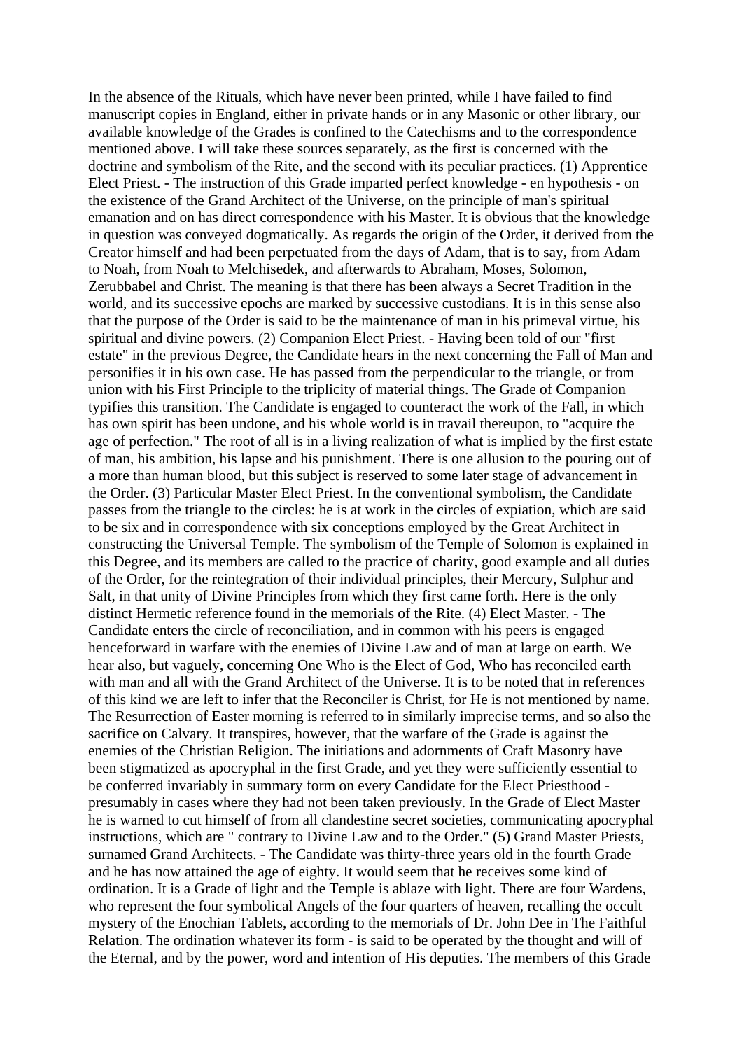In the absence of the Rituals, which have never been printed, while I have failed to find manuscript copies in England, either in private hands or in any Masonic or other library, our available knowledge of the Grades is confined to the Catechisms and to the correspondence mentioned above. I will take these sources separately, as the first is concerned with the doctrine and symbolism of the Rite, and the second with its peculiar practices. (1) Apprentice Elect Priest. - The instruction of this Grade imparted perfect knowledge - en hypothesis - on the existence of the Grand Architect of the Universe, on the principle of man's spiritual emanation and on has direct correspondence with his Master. It is obvious that the knowledge in question was conveyed dogmatically. As regards the origin of the Order, it derived from the Creator himself and had been perpetuated from the days of Adam, that is to say, from Adam to Noah, from Noah to Melchisedek, and afterwards to Abraham, Moses, Solomon, Zerubbabel and Christ. The meaning is that there has been always a Secret Tradition in the world, and its successive epochs are marked by successive custodians. It is in this sense also that the purpose of the Order is said to be the maintenance of man in his primeval virtue, his spiritual and divine powers. (2) Companion Elect Priest. - Having been told of our "first estate" in the previous Degree, the Candidate hears in the next concerning the Fall of Man and personifies it in his own case. He has passed from the perpendicular to the triangle, or from union with his First Principle to the triplicity of material things. The Grade of Companion typifies this transition. The Candidate is engaged to counteract the work of the Fall, in which has own spirit has been undone, and his whole world is in travail thereupon, to "acquire the age of perfection." The root of all is in a living realization of what is implied by the first estate of man, his ambition, his lapse and his punishment. There is one allusion to the pouring out of a more than human blood, but this subject is reserved to some later stage of advancement in the Order. (3) Particular Master Elect Priest. In the conventional symbolism, the Candidate passes from the triangle to the circles: he is at work in the circles of expiation, which are said to be six and in correspondence with six conceptions employed by the Great Architect in constructing the Universal Temple. The symbolism of the Temple of Solomon is explained in this Degree, and its members are called to the practice of charity, good example and all duties of the Order, for the reintegration of their individual principles, their Mercury, Sulphur and Salt, in that unity of Divine Principles from which they first came forth. Here is the only distinct Hermetic reference found in the memorials of the Rite. (4) Elect Master. - The Candidate enters the circle of reconciliation, and in common with his peers is engaged henceforward in warfare with the enemies of Divine Law and of man at large on earth. We hear also, but vaguely, concerning One Who is the Elect of God, Who has reconciled earth with man and all with the Grand Architect of the Universe. It is to be noted that in references of this kind we are left to infer that the Reconciler is Christ, for He is not mentioned by name. The Resurrection of Easter morning is referred to in similarly imprecise terms, and so also the sacrifice on Calvary. It transpires, however, that the warfare of the Grade is against the enemies of the Christian Religion. The initiations and adornments of Craft Masonry have been stigmatized as apocryphal in the first Grade, and yet they were sufficiently essential to be conferred invariably in summary form on every Candidate for the Elect Priesthood - presumably in cases where they had not been taken previously. In the Grade of Elect Master he is warned to cut himself of from all clandestine secret societies, communicating apocryphal instructions, which are " contrary to Divine Law and to the Order." (5) Grand Master Priests, surnamed Grand Architects. - The Candidate was thirty-three years old in the fourth Grade and he has now attained the age of eighty. It would seem that he receives some kind of ordination. It is a Grade of light and the Temple is ablaze with light. There are four Wardens, who represent the four symbolical Angels of the four quarters of heaven, recalling the occult mystery of the Enochian Tablets, according to the memorials of Dr. John Dee in The Faithful Relation. The ordination whatever its form - is said to be operated by the thought and will of the Eternal, and by the power, word and intention of His deputies. The members of this Grade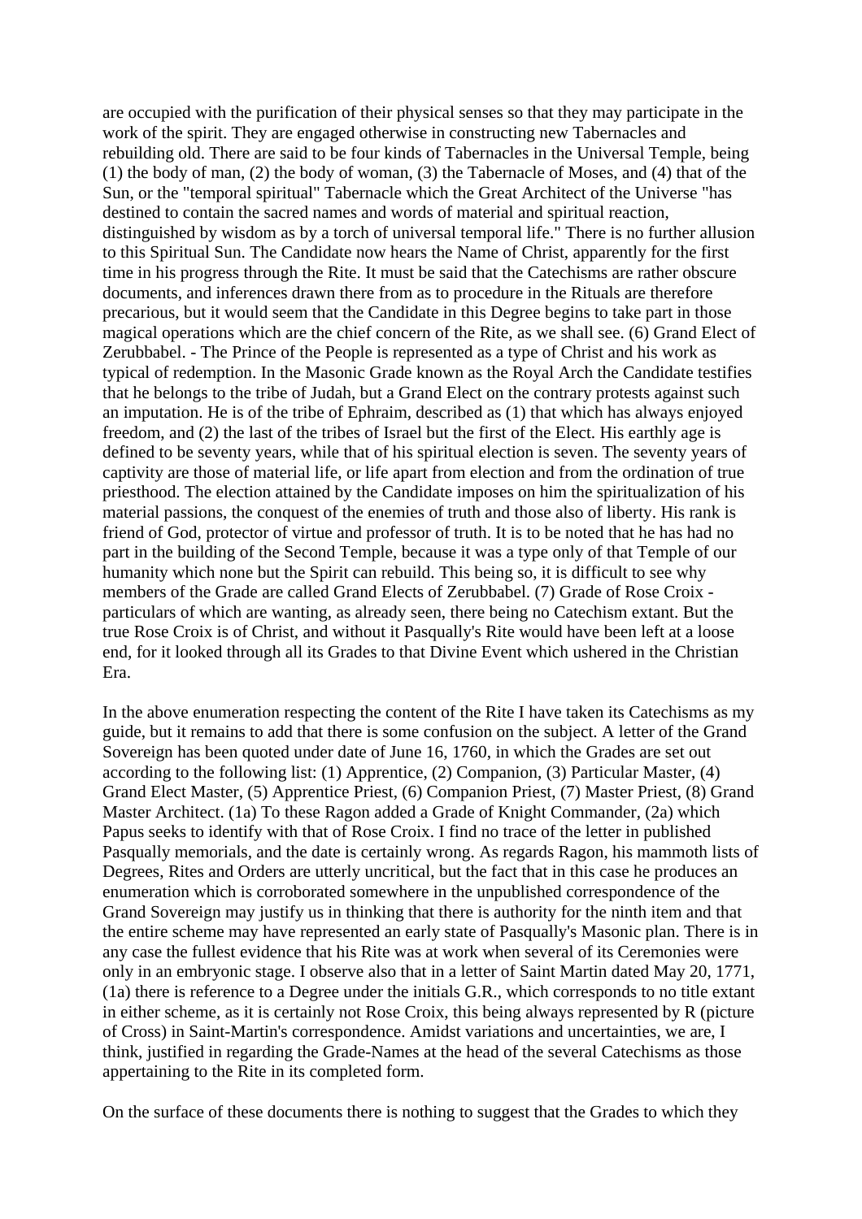are occupied with the purification of their physical senses so that they may participate in the work of the spirit. They are engaged otherwise in constructing new Tabernacles and rebuilding old. There are said to be four kinds of Tabernacles in the Universal Temple, being (1) the body of man, (2) the body of woman, (3) the Tabernacle of Moses, and (4) that of the Sun, or the "temporal spiritual" Tabernacle which the Great Architect of the Universe "has destined to contain the sacred names and words of material and spiritual reaction, distinguished by wisdom as by a torch of universal temporal life." There is no further allusion to this Spiritual Sun. The Candidate now hears the Name of Christ, apparently for the first time in his progress through the Rite. It must be said that the Catechisms are rather obscure documents, and inferences drawn there from as to procedure in the Rituals are therefore precarious, but it would seem that the Candidate in this Degree begins to take part in those magical operations which are the chief concern of the Rite, as we shall see. (6) Grand Elect of Zerubbabel. - The Prince of the People is represented as a type of Christ and his work as typical of redemption. In the Masonic Grade known as the Royal Arch the Candidate testifies that he belongs to the tribe of Judah, but a Grand Elect on the contrary protests against such an imputation. He is of the tribe of Ephraim, described as (1) that which has always enjoyed freedom, and (2) the last of the tribes of Israel but the first of the Elect. His earthly age is defined to be seventy years, while that of his spiritual election is seven. The seventy years of captivity are those of material life, or life apart from election and from the ordination of true priesthood. The election attained by the Candidate imposes on him the spiritualization of his material passions, the conquest of the enemies of truth and those also of liberty. His rank is friend of God, protector of virtue and professor of truth. It is to be noted that he has had no part in the building of the Second Temple, because it was a type only of that Temple of our humanity which none but the Spirit can rebuild. This being so, it is difficult to see why members of the Grade are called Grand Elects of Zerubbabel. (7) Grade of Rose Croix - particulars of which are wanting, as already seen, there being no Catechism extant. But the true Rose Croix is of Christ, and without it Pasqually's Rite would have been left at a loose end, for it looked through all its Grades to that Divine Event which ushered in the Christian Era.

In the above enumeration respecting the content of the Rite I have taken its Catechisms as my guide, but it remains to add that there is some confusion on the subject. A letter of the Grand Sovereign has been quoted under date of June 16, 1760, in which the Grades are set out according to the following list: (1) Apprentice, (2) Companion, (3) Particular Master, (4) Grand Elect Master, (5) Apprentice Priest, (6) Companion Priest, (7) Master Priest, (8) Grand Master Architect. (1a) To these Ragon added a Grade of Knight Commander, (2a) which Papus seeks to identify with that of Rose Croix. I find no trace of the letter in published Pasqually memorials, and the date is certainly wrong. As regards Ragon, his mammoth lists of Degrees, Rites and Orders are utterly uncritical, but the fact that in this case he produces an enumeration which is corroborated somewhere in the unpublished correspondence of the Grand Sovereign may justify us in thinking that there is authority for the ninth item and that the entire scheme may have represented an early state of Pasqually's Masonic plan. There is in any case the fullest evidence that his Rite was at work when several of its Ceremonies were only in an embryonic stage. I observe also that in a letter of Saint Martin dated May 20, 1771, (1a) there is reference to a Degree under the initials G.R., which corresponds to no title extant in either scheme, as it is certainly not Rose Croix, this being always represented by R (picture of Cross) in Saint-Martin's correspondence. Amidst variations and uncertainties, we are, I think, justified in regarding the Grade-Names at the head of the several Catechisms as those appertaining to the Rite in its completed form.

On the surface of these documents there is nothing to suggest that the Grades to which they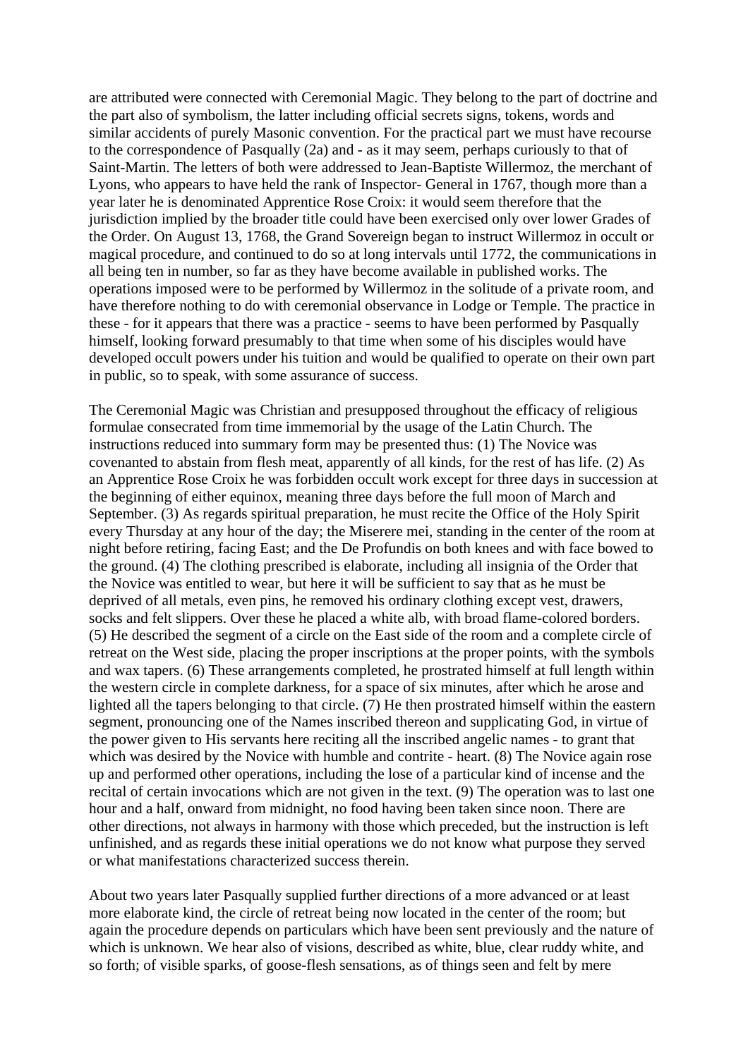are attributed were connected with Ceremonial Magic. They belong to the part of doctrine and the part also of symbolism, the latter including official secrets signs, tokens, words and similar accidents of purely Masonic convention. For the practical part we must have recourse to the correspondence of Pasqually (2a) and - as it may seem, perhaps curiously to that of Saint-Martin. The letters of both were addressed to Jean-Baptiste Willermoz, the merchant of Lyons, who appears to have held the rank of Inspector- General in 1767, though more than a year later he is denominated Apprentice Rose Croix: it would seem therefore that the jurisdiction implied by the broader title could have been exercised only over lower Grades of the Order. On August 13, 1768, the Grand Sovereign began to instruct Willermoz in occult or magical procedure, and continued to do so at long intervals until 1772, the communications in all being ten in number, so far as they have become available in published works. The operations imposed were to be performed by Willermoz in the solitude of a private room, and have therefore nothing to do with ceremonial observance in Lodge or Temple. The practice in these - for it appears that there was a practice - seems to have been performed by Pasqually himself, looking forward presumably to that time when some of his disciples would have developed occult powers under his tuition and would be qualified to operate on their own part in public, so to speak, with some assurance of success.

The Ceremonial Magic was Christian and presupposed throughout the efficacy of religious formulae consecrated from time immemorial by the usage of the Latin Church. The instructions reduced into summary form may be presented thus: (1) The Novice was covenanted to abstain from flesh meat, apparently of all kinds, for the rest of has life. (2) As an Apprentice Rose Croix he was forbidden occult work except for three days in succession at the beginning of either equinox, meaning three days before the full moon of March and September. (3) As regards spiritual preparation, he must recite the Office of the Holy Spirit every Thursday at any hour of the day; the Miserere mei, standing in the center of the room at night before retiring, facing East; and the De Profundis on both knees and with face bowed to the ground. (4) The clothing prescribed is elaborate, including all insignia of the Order that the Novice was entitled to wear, but here it will be sufficient to say that as he must be deprived of all metals, even pins, he removed his ordinary clothing except vest, drawers, socks and felt slippers. Over these he placed a white alb, with broad flame-colored borders. (5) He described the segment of a circle on the East side of the room and a complete circle of retreat on the West side, placing the proper inscriptions at the proper points, with the symbols and wax tapers. (6) These arrangements completed, he prostrated himself at full length within the western circle in complete darkness, for a space of six minutes, after which he arose and lighted all the tapers belonging to that circle. (7) He then prostrated himself within the eastern segment, pronouncing one of the Names inscribed thereon and supplicating God, in virtue of the power given to His servants here reciting all the inscribed angelic names - to grant that which was desired by the Novice with humble and contrite - heart. (8) The Novice again rose up and performed other operations, including the lose of a particular kind of incense and the recital of certain invocations which are not given in the text. (9) The operation was to last one hour and a half, onward from midnight, no food having been taken since noon. There are other directions, not always in harmony with those which preceded, but the instruction is left unfinished, and as regards these initial operations we do not know what purpose they served or what manifestations characterized success therein.

About two years later Pasqually supplied further directions of a more advanced or at least more elaborate kind, the circle of retreat being now located in the center of the room; but again the procedure depends on particulars which have been sent previously and the nature of which is unknown. We hear also of visions, described as white, blue, clear ruddy white, and so forth; of visible sparks, of goose-flesh sensations, as of things seen and felt by mere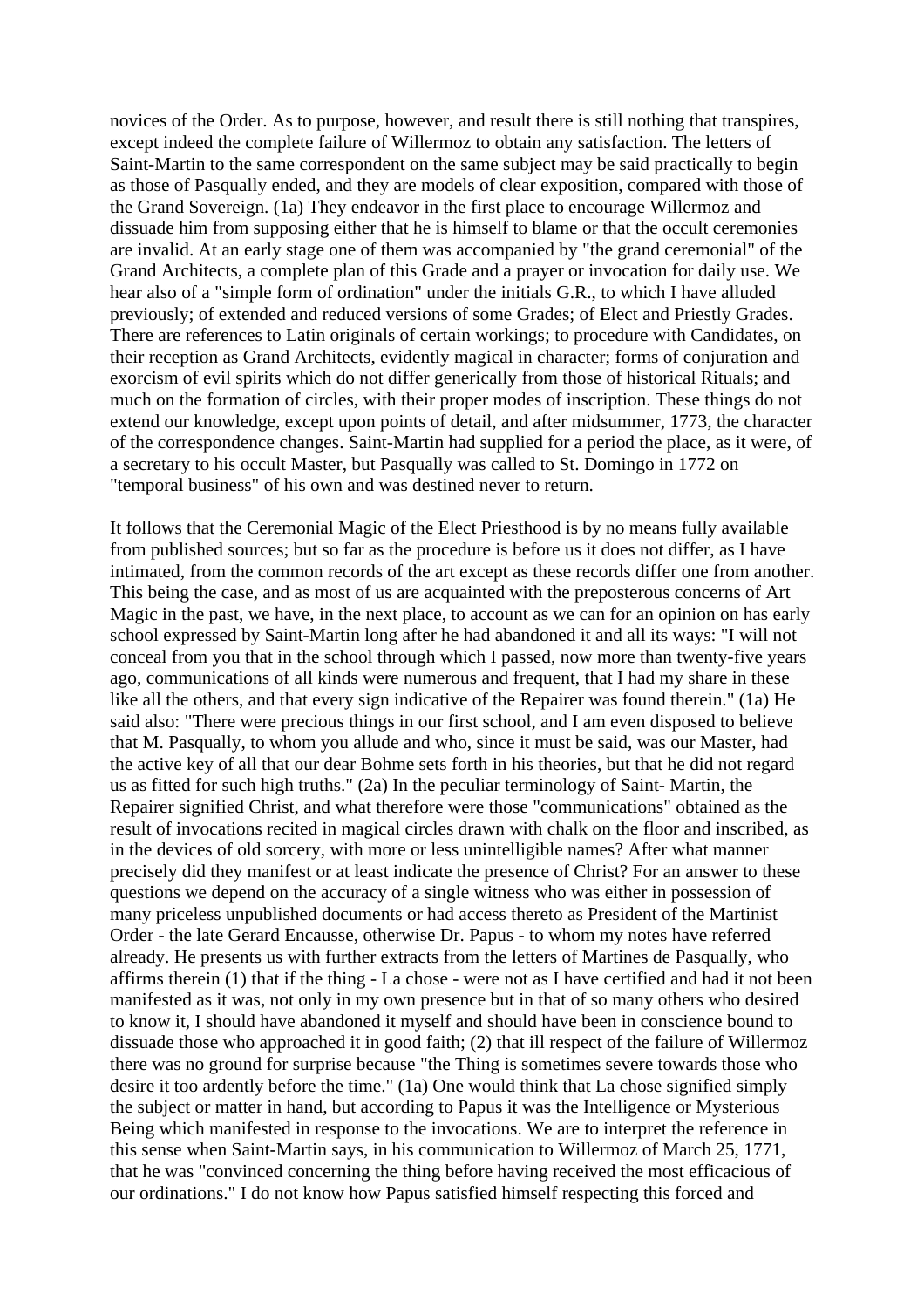novices of the Order. As to purpose, however, and result there is still nothing that transpires, except indeed the complete failure of Willermoz to obtain any satisfaction. The letters of Saint-Martin to the same correspondent on the same subject may be said practically to begin as those of Pasqually ended, and they are models of clear exposition, compared with those of the Grand Sovereign. (1a) They endeavor in the first place to encourage Willermoz and dissuade him from supposing either that he is himself to blame or that the occult ceremonies are invalid. At an early stage one of them was accompanied by "the grand ceremonial" of the Grand Architects, a complete plan of this Grade and a prayer or invocation for daily use. We hear also of a "simple form of ordination" under the initials G.R., to which I have alluded previously; of extended and reduced versions of some Grades; of Elect and Priestly Grades. There are references to Latin originals of certain workings; to procedure with Candidates, on their reception as Grand Architects, evidently magical in character; forms of conjuration and exorcism of evil spirits which do not differ generically from those of historical Rituals; and much on the formation of circles, with their proper modes of inscription. These things do not extend our knowledge, except upon points of detail, and after midsummer, 1773, the character of the correspondence changes. Saint-Martin had supplied for a period the place, as it were, of a secretary to his occult Master, but Pasqually was called to St. Domingo in 1772 on "temporal business" of his own and was destined never to return.

It follows that the Ceremonial Magic of the Elect Priesthood is by no means fully available from published sources; but so far as the procedure is before us it does not differ, as I have intimated, from the common records of the art except as these records differ one from another. This being the case, and as most of us are acquainted with the preposterous concerns of Art Magic in the past, we have, in the next place, to account as we can for an opinion on has early school expressed by Saint-Martin long after he had abandoned it and all its ways: "I will not conceal from you that in the school through which I passed, now more than twenty-five years ago, communications of all kinds were numerous and frequent, that I had my share in these like all the others, and that every sign indicative of the Repairer was found therein." (1a) He said also: "There were precious things in our first school, and I am even disposed to believe that M. Pasqually, to whom you allude and who, since it must be said, was our Master, had the active key of all that our dear Bohme sets forth in his theories, but that he did not regard us as fitted for such high truths." (2a) In the peculiar terminology of Saint- Martin, the Repairer signified Christ, and what therefore were those "communications" obtained as the result of invocations recited in magical circles drawn with chalk on the floor and inscribed, as in the devices of old sorcery, with more or less unintelligible names? After what manner precisely did they manifest or at least indicate the presence of Christ? For an answer to these questions we depend on the accuracy of a single witness who was either in possession of many priceless unpublished documents or had access thereto as President of the Martinist Order - the late Gerard Encausse, otherwise Dr. Papus - to whom my notes have referred already. He presents us with further extracts from the letters of Martines de Pasqually, who affirms therein (1) that if the thing - La chose - were not as I have certified and had it not been manifested as it was, not only in my own presence but in that of so many others who desired to know it, I should have abandoned it myself and should have been in conscience bound to dissuade those who approached it in good faith; (2) that ill respect of the failure of Willermoz there was no ground for surprise because "the Thing is sometimes severe towards those who desire it too ardently before the time." (1a) One would think that La chose signified simply the subject or matter in hand, but according to Papus it was the Intelligence or Mysterious Being which manifested in response to the invocations. We are to interpret the reference in this sense when Saint-Martin says, in his communication to Willermoz of March 25, 1771, that he was "convinced concerning the thing before having received the most efficacious of our ordinations." I do not know how Papus satisfied himself respecting this forced and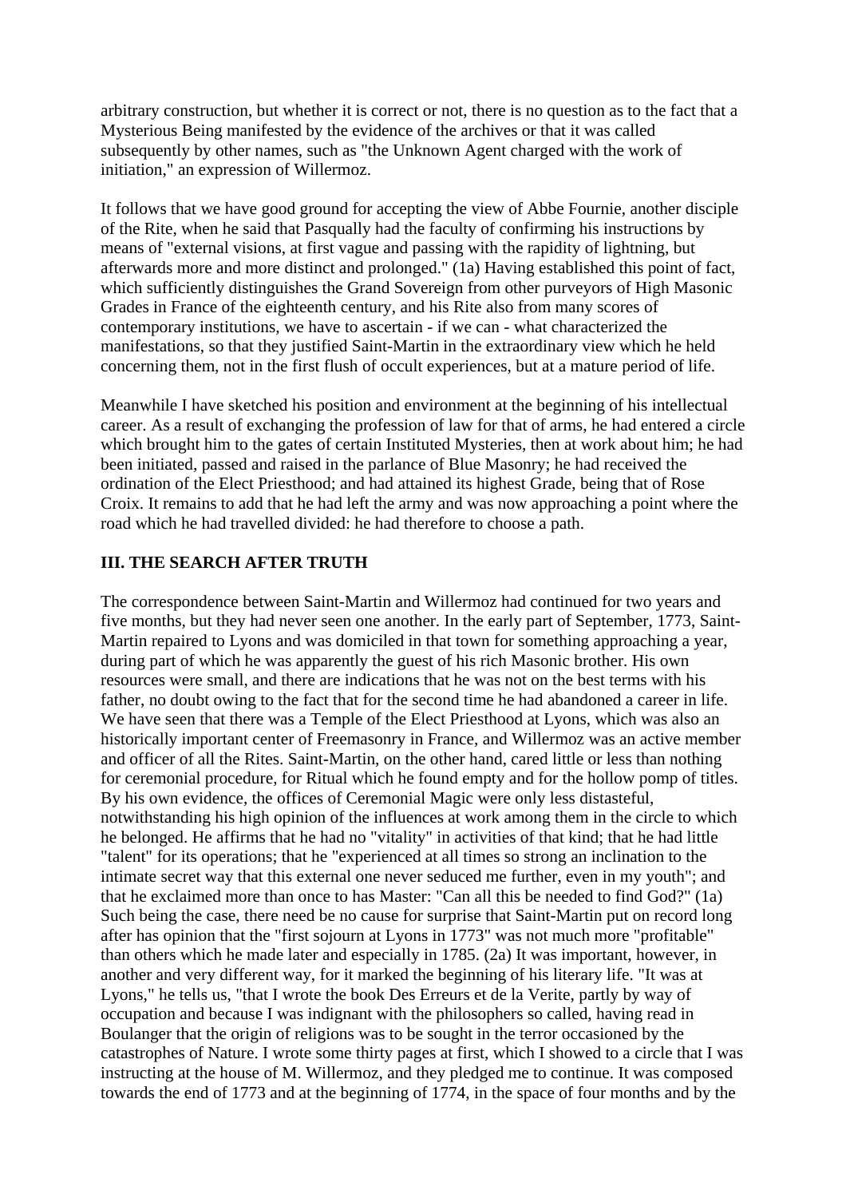arbitrary construction, but whether it is correct or not, there is no question as to the fact that a Mysterious Being manifested by the evidence of the archives or that it was called subsequently by other names, such as "the Unknown Agent charged with the work of initiation," an expression of Willermoz.

It follows that we have good ground for accepting the view of Abbe Fournie, another disciple of the Rite, when he said that Pasqually had the faculty of confirming his instructions by means of "external visions, at first vague and passing with the rapidity of lightning, but afterwards more and more distinct and prolonged." (1a) Having established this point of fact, which sufficiently distinguishes the Grand Sovereign from other purveyors of High Masonic Grades in France of the eighteenth century, and his Rite also from many scores of contemporary institutions, we have to ascertain - if we can - what characterized the manifestations, so that they justified Saint-Martin in the extraordinary view which he held concerning them, not in the first flush of occult experiences, but at a mature period of life.

Meanwhile I have sketched his position and environment at the beginning of his intellectual career. As a result of exchanging the profession of law for that of arms, he had entered a circle which brought him to the gates of certain Instituted Mysteries, then at work about him; he had been initiated, passed and raised in the parlance of Blue Masonry; he had received the ordination of the Elect Priesthood; and had attained its highest Grade, being that of Rose Croix. It remains to add that he had left the army and was now approaching a point where the road which he had travelled divided: he had therefore to choose a path.

### III. THE SEARCH AFTER TRUTH

The correspondence between Saint-Martin and Willermoz had continued for two years and five months, but they had never seen one another. In the early part of September, 1773, Saint-Martin repaired to Lyons and was domiciled in that town for something approaching a year, during part of which he was apparently the guest of his rich Masonic brother. His own resources were small, and there are indications that he was not on the best terms with his father, no doubt owing to the fact that for the second time he had abandoned a career in life. We have seen that there was a Temple of the Elect Priesthood at Lyons, which was also an historically important center of Freemasonry in France, and Willermoz was an active member and officer of all the Rites. Saint-Martin, on the other hand, cared little or less than nothing for ceremonial procedure, for Ritual which he found empty and for the hollow pomp of titles. By his own evidence, the offices of Ceremonial Magic were only less distasteful, notwithstanding his high opinion of the influences at work among them in the circle to which he belonged. He affirms that he had no "vitality" in activities of that kind; that he had little "talent" for its operations; that he "experienced at all times so strong an inclination to the intimate secret way that this external one never seduced me further, even in my youth"; and that he exclaimed more than once to has Master: "Can all this be needed to find God?" (1a) Such being the case, there need be no cause for surprise that Saint-Martin put on record long after has opinion that the "first sojourn at Lyons in 1773" was not much more "profitable" than others which he made later and especially in 1785. (2a) It was important, however, in another and very different way, for it marked the beginning of his literary life. "It was at Lyons," he tells us, "that I wrote the book Des Erreurs et de la Verite, partly by way of occupation and because I was indignant with the philosophers so called, having read in Boulanger that the origin of religions was to be sought in the terror occasioned by the catastrophes of Nature. I wrote some thirty pages at first, which I showed to a circle that I was instructing at the house of M. Willermoz, and they pledged me to continue. It was composed towards the end of 1773 and at the beginning of 1774, in the space of four months and by the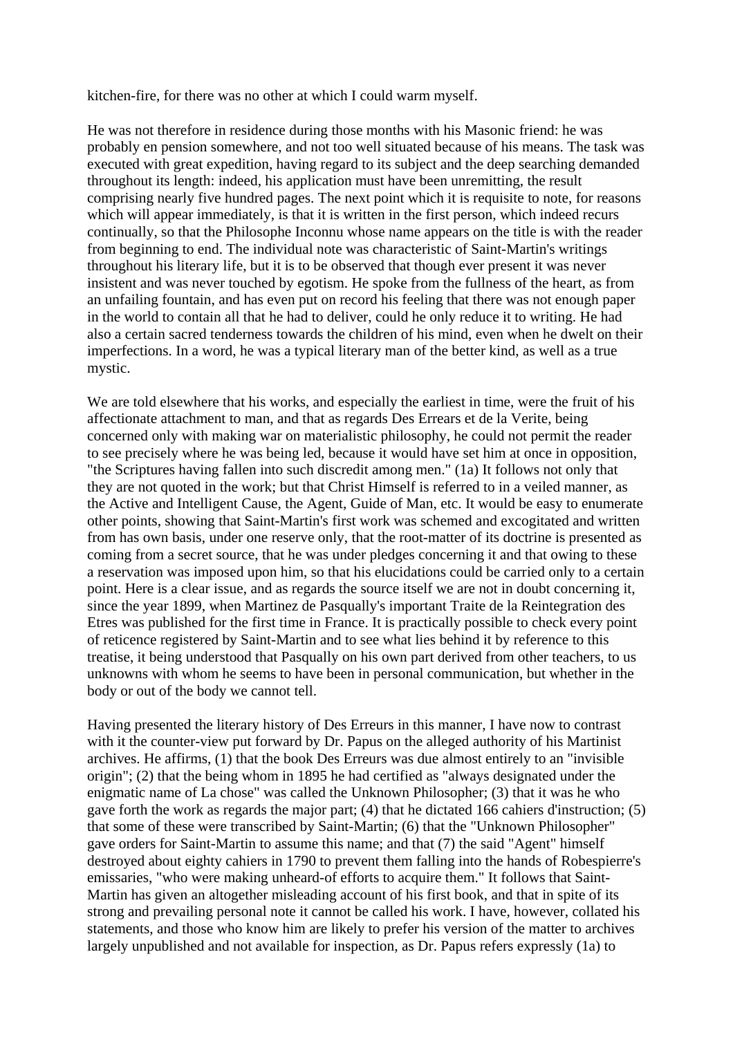kitchen-fire, for there was no other at which I could warm myself.

He was not therefore in residence during those months with his Masonic friend: he was probably en pension somewhere, and not too well situated because of his means. The task was executed with great expedition, having regard to its subject and the deep searching demanded throughout its length: indeed, his application must have been unremitting, the result comprising nearly five hundred pages. The next point which it is requisite to note, for reasons which will appear immediately, is that it is written in the first person, which indeed recurs continually, so that the Philosophe Inconnu whose name appears on the title is with the reader from beginning to end. The individual note was characteristic of Saint-Martin's writings throughout his literary life, but it is to be observed that though ever present it was never insistent and was never touched by egotism. He spoke from the fullness of the heart, as from an unfailing fountain, and has even put on record his feeling that there was not enough paper in the world to contain all that he had to deliver, could he only reduce it to writing. He had also a certain sacred tenderness towards the children of his mind, even when he dwelt on their imperfections. In a word, he was a typical literary man of the better kind, as well as a true mystic.

We are told elsewhere that his works, and especially the earliest in time, were the fruit of his affectionate attachment to man, and that as regards Des Errears et de la Verite, being concerned only with making war on materialistic philosophy, he could not permit the reader to see precisely where he was being led, because it would have set him at once in opposition, "the Scriptures having fallen into such discredit among men." (1a) It follows not only that they are not quoted in the work; but that Christ Himself is referred to in a veiled manner, as the Active and Intelligent Cause, the Agent, Guide of Man, etc. It would be easy to enumerate other points, showing that Saint-Martin's first work was schemed and excogitated and written from has own basis, under one reserve only, that the root-matter of its doctrine is presented as coming from a secret source, that he was under pledges concerning it and that owing to these a reservation was imposed upon him, so that his elucidations could be carried only to a certain point. Here is a clear issue, and as regards the source itself we are not in doubt concerning it, since the year 1899, when Martinez de Pasqually's important Traite de la Reintegration des Etres was published for the first time in France. It is practically possible to check every point of reticence registered by Saint-Martin and to see what lies behind it by reference to this treatise, it being understood that Pasqually on his own part derived from other teachers, to us unknowns with whom he seems to have been in personal communication, but whether in the body or out of the body we cannot tell.

Having presented the literary history of Des Erreurs in this manner, I have now to contrast with it the counter-view put forward by Dr. Papus on the alleged authority of his Martinist archives. He affirms, (1) that the book Des Erreurs was due almost entirely to an "invisible origin"; (2) that the being whom in 1895 he had certified as "always designated under the enigmatic name of La chose" was called the Unknown Philosopher; (3) that it was he who gave forth the work as regards the major part; (4) that he dictated 166 cahiers d'instruction; (5) that some of these were transcribed by Saint-Martin; (6) that the "Unknown Philosopher" gave orders for Saint-Martin to assume this name; and that (7) the said "Agent" himself destroyed about eighty cahiers in 1790 to prevent them falling into the hands of Robespierre's emissaries, "who were making unheard-of efforts to acquire them." It follows that Saint-Martin has given an altogether misleading account of his first book, and that in spite of its strong and prevailing personal note it cannot be called his work. I have, however, collated his statements, and those who know him are likely to prefer his version of the matter to archives largely unpublished and not available for inspection, as Dr. Papus refers expressly (1a) to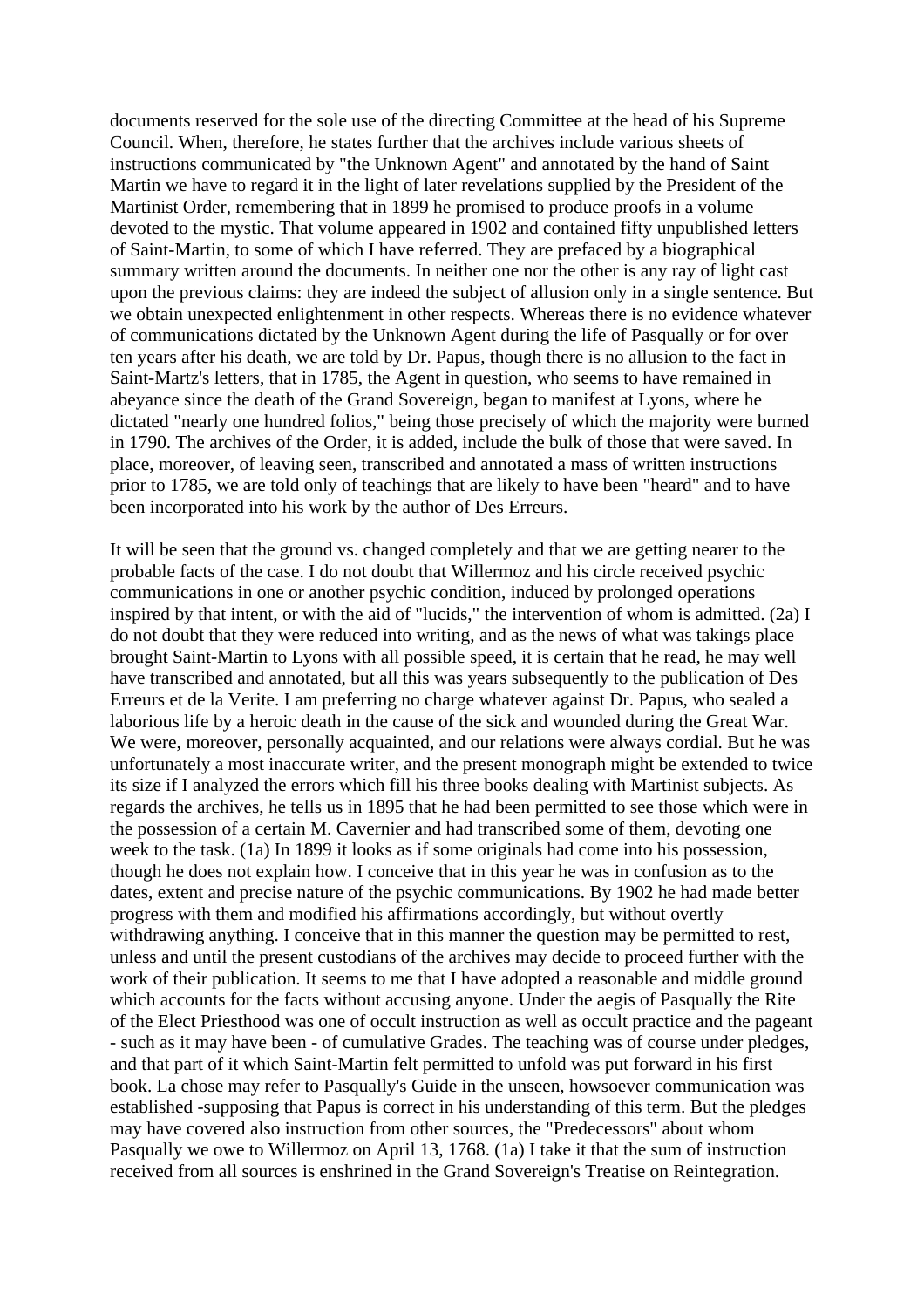documents reserved for the sole use of the directing Committee at the head of his Supreme Council. When, therefore, he states further that the archives include various sheets of instructions communicated by "the Unknown Agent" and annotated by the hand of Saint Martin we have to regard it in the light of later revelations supplied by the President of the Martinist Order, remembering that in 1899 he promised to produce proofs in a volume devoted to the mystic. That volume appeared in 1902 and contained fifty unpublished letters of Saint-Martin, to some of which I have referred. They are prefaced by a biographical summary written around the documents. In neither one nor the other is any ray of light cast upon the previous claims: they are indeed the subject of allusion only in a single sentence. But we obtain unexpected enlightenment in other respects. Whereas there is no evidence whatever of communications dictated by the Unknown Agent during the life of Pasqually or for over ten years after his death, we are told by Dr. Papus, though there is no allusion to the fact in Saint-Martz's letters, that in 1785, the Agent in question, who seems to have remained in abeyance since the death of the Grand Sovereign, began to manifest at Lyons, where he dictated "nearly one hundred folios," being those precisely of which the majority were burned in 1790. The archives of the Order, it is added, include the bulk of those that were saved. In place, moreover, of leaving seen, transcribed and annotated a mass of written instructions prior to 1785, we are told only of teachings that are likely to have been "heard" and to have been incorporated into his work by the author of Des Erreurs.

It will be seen that the ground vs. changed completely and that we are getting nearer to the probable facts of the case. I do not doubt that Willermoz and his circle received psychic communications in one or another psychic condition, induced by prolonged operations inspired by that intent, or with the aid of "lucids," the intervention of whom is admitted. (2a) I do not doubt that they were reduced into writing, and as the news of what was takings place brought Saint-Martin to Lyons with all possible speed, it is certain that he read, he may well have transcribed and annotated, but all this was years subsequently to the publication of Des Erreurs et de la Verite. I am preferring no charge whatever against Dr. Papus, who sealed a laborious life by a heroic death in the cause of the sick and wounded during the Great War. We were, moreover, personally acquainted, and our relations were always cordial. But he was unfortunately a most inaccurate writer, and the present monograph might be extended to twice its size if I analyzed the errors which fill his three books dealing with Martinist subjects. As regards the archives, he tells us in 1895 that he had been permitted to see those which were in the possession of a certain M. Cavernier and had transcribed some of them, devoting one week to the task. (1a) In 1899 it looks as if some originals had come into his possession, though he does not explain how. I conceive that in this year he was in confusion as to the dates, extent and precise nature of the psychic communications. By 1902 he had made better progress with them and modified his affirmations accordingly, but without overtly withdrawing anything. I conceive that in this manner the question may be permitted to rest, unless and until the present custodians of the archives may decide to proceed further with the work of their publication. It seems to me that I have adopted a reasonable and middle ground which accounts for the facts without accusing anyone. Under the aegis of Pasqually the Rite of the Elect Priesthood was one of occult instruction as well as occult practice and the pageant - such as it may have been - of cumulative Grades. The teaching was of course under pledges, and that part of it which Saint-Martin felt permitted to unfold was put forward in his first book. La chose may refer to Pasqually's Guide in the unseen, howsoever communication was established -supposing that Papus is correct in his understanding of this term. But the pledges may have covered also instruction from other sources, the "Predecessors" about whom Pasqually we owe to Willermoz on April 13, 1768. (1a) I take it that the sum of instruction received from all sources is enshrined in the Grand Sovereign's Treatise on Reintegration.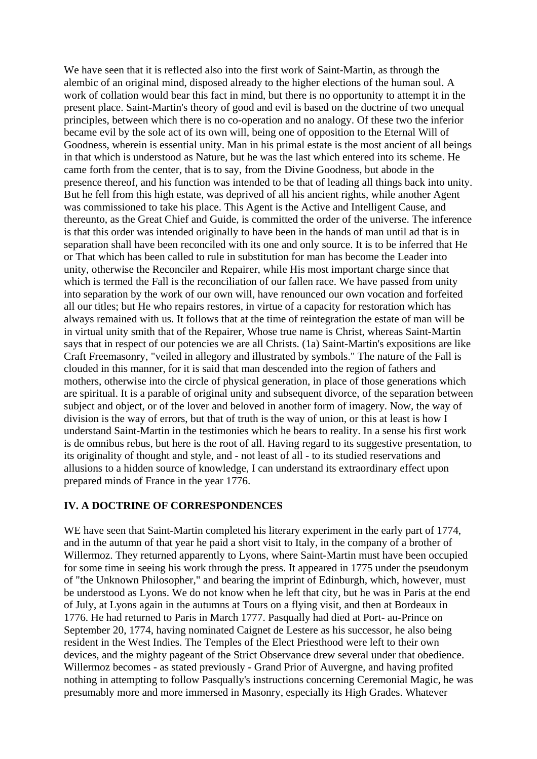We have seen that it is reflected also into the first work of Saint-Martin, as through the alembic of an original mind, disposed already to the higher elections of the human soul. A work of collation would bear this fact in mind, but there is no opportunity to attempt it in the present place. Saint-Martin's theory of good and evil is based on the doctrine of two unequal principles, between which there is no co-operation and no analogy. Of these two the inferior became evil by the sole act of its own will, being one of opposition to the Eternal Will of Goodness, wherein is essential unity. Man in his primal estate is the most ancient of all beings in that which is understood as Nature, but he was the last which entered into its scheme. He came forth from the center, that is to say, from the Divine Goodness, but abode in the presence thereof, and his function was intended to be that of leading all things back into unity. But he fell from this high estate, was deprived of all his ancient rights, while another Agent was commissioned to take his place. This Agent is the Active and Intelligent Cause, and thereunto, as the Great Chief and Guide, is committed the order of the universe. The inference is that this order was intended originally to have been in the hands of man until ad that is in separation shall have been reconciled with its one and only source. It is to be inferred that He or That which has been called to rule in substitution for man has become the Leader into unity, otherwise the Reconciler and Repairer, while His most important charge since that which is termed the Fall is the reconciliation of our fallen race. We have passed from unity into separation by the work of our own will, have renounced our own vocation and forfeited all our titles; but He who repairs restores, in virtue of a capacity for restoration which has always remained with us. It follows that at the time of reintegration the estate of man will be in virtual unity smith that of the Repairer, Whose true name is Christ, whereas Saint-Martin says that in respect of our potencies we are all Christs. (1a) Saint-Martin's expositions are like Craft Freemasonry, "veiled in allegory and illustrated by symbols." The nature of the Fall is clouded in this manner, for it is said that man descended into the region of fathers and mothers, otherwise into the circle of physical generation, in place of those generations which are spiritual. It is a parable of original unity and subsequent divorce, of the separation between subject and object, or of the lover and beloved in another form of imagery. Now, the way of division is the way of errors, but that of truth is the way of union, or this at least is how I understand Saint-Martin in the testimonies which he bears to reality. In a sense his first work is de omnibus rebus, but here is the root of all. Having regard to its suggestive presentation, to its originality of thought and style, and - not least of all - to its studied reservations and allusions to a hidden source of knowledge, I can understand its extraordinary effect upon prepared minds of France in the year 1776.

## IV. A DOCTRINE OF CORRESPONDENCES

WE have seen that Saint-Martin completed his literary experiment in the early part of 1774, and in the autumn of that year he paid a short visit to Italy, in the company of a brother of Willermoz. They returned apparently to Lyons, where Saint-Martin must have been occupied for some time in seeing his work through the press. It appeared in 1775 under the pseudonym of "the Unknown Philosopher," and bearing the imprint of Edinburgh, which, however, must be understood as Lyons. We do not know when he left that city, but he was in Paris at the end of July, at Lyons again in the autumns at Tours on a flying visit, and then at Bordeaux in 1776. He had returned to Paris in March 1777. Pasqually had died at Port- au-Prince on September 20, 1774, having nominated Caignet de Lestere as his successor, he also being resident in the West Indies. The Temples of the Elect Priesthood were left to their own devices, and the mighty pageant of the Strict Observance drew several under that obedience. Willermoz becomes - as stated previously - Grand Prior of Auvergne, and having profited nothing in attempting to follow Pasqually's instructions concerning Ceremonial Magic, he was presumably more and more immersed in Masonry, especially its High Grades. Whatever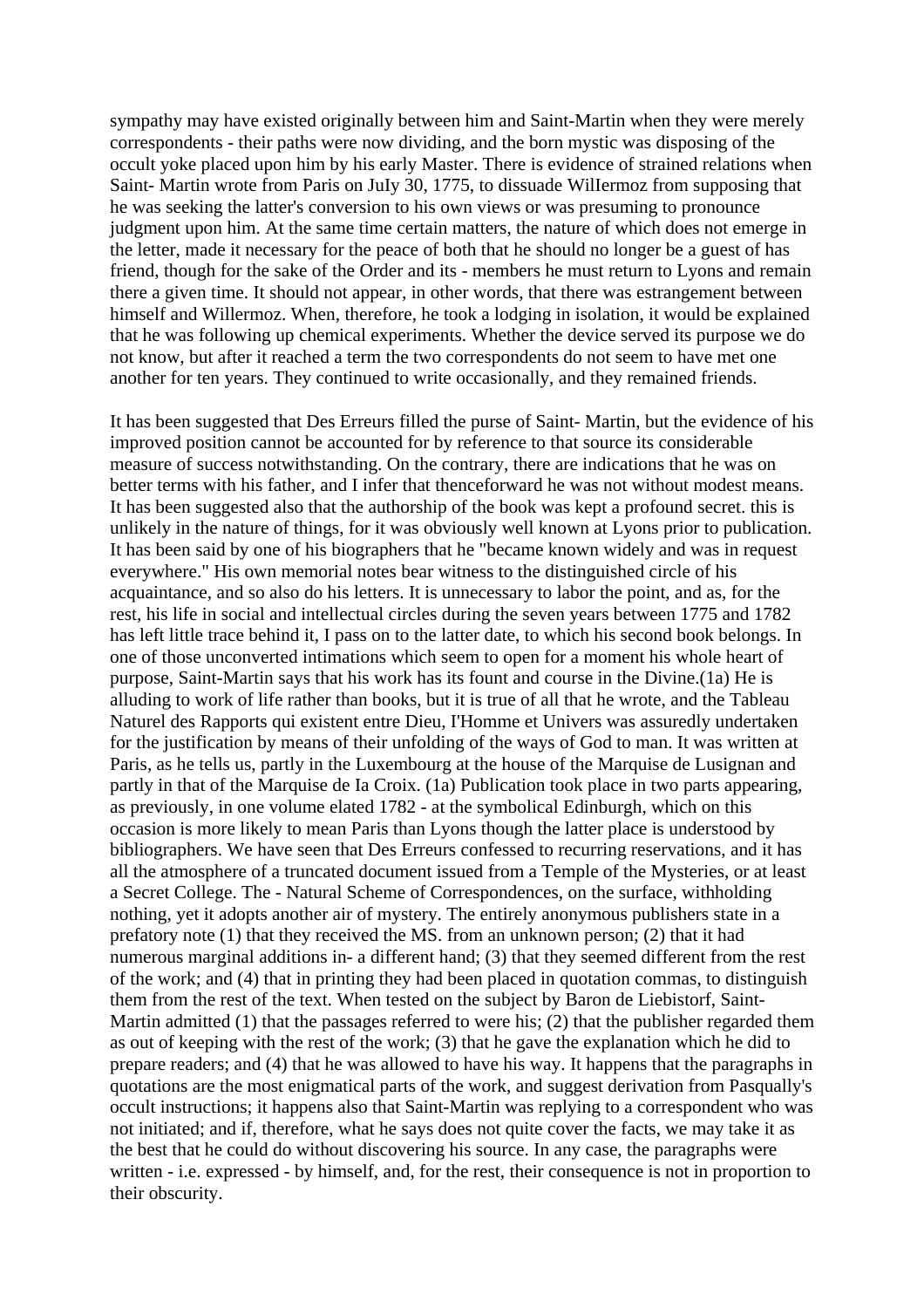sympathy may have existed originally between him and Saint-Martin when they were merely correspondents - their paths were now dividing, and the born mystic was disposing of the occult yoke placed upon him by his early Master. There is evidence of strained relations when Saint- Martin wrote from Paris on JuIy 30, 1775, to dissuade WilIermoz from supposing that he was seeking the latter's conversion to his own views or was presuming to pronounce judgment upon him. At the same time certain matters, the nature of which does not emerge in the letter, made it necessary for the peace of both that he should no longer be a guest of has friend, though for the sake of the Order and its - members he must return to Lyons and remain there a given time. It should not appear, in other words, that there was estrangement between himself and Willermoz. When, therefore, he took a lodging in isolation, it would be explained that he was following up chemical experiments. Whether the device served its purpose we do not know, but after it reached a term the two correspondents do not seem to have met one another for ten years. They continued to write occasionally, and they remained friends.

It has been suggested that Des Erreurs filled the purse of Saint- Martin, but the evidence of his improved position cannot be accounted for by reference to that source its considerable measure of success notwithstanding. On the contrary, there are indications that he was on better terms with his father, and I infer that thenceforward he was not without modest means. It has been suggested also that the authorship of the book was kept a profound secret. this is unlikely in the nature of things, for it was obviously well known at Lyons prior to publication. It has been said by one of his biographers that he "became known widely and was in request everywhere." His own memorial notes bear witness to the distinguished circle of his acquaintance, and so also do his letters. It is unnecessary to labor the point, and as, for the rest, his life in social and intellectual circles during the seven years between 1775 and 1782 has left little trace behind it, I pass on to the latter date, to which his second book belongs. In one of those unconverted intimations which seem to open for a moment his whole heart of purpose, Saint-Martin says that his work has its fount and course in the Divine.(1a) He is alluding to work of life rather than books, but it is true of all that he wrote, and the Tableau Naturel des Rapports qui existent entre Dieu, I'Homme et Univers was assuredly undertaken for the justification by means of their unfolding of the ways of God to man. It was written at Paris, as he tells us, partly in the Luxembourg at the house of the Marquise de Lusignan and partly in that of the Marquise de Ia Croix. (1a) Publication took place in two parts appearing, as previously, in one volume elated 1782 - at the symbolical Edinburgh, which on this occasion is more likely to mean Paris than Lyons though the latter place is understood by bibliographers. We have seen that Des Erreurs confessed to recurring reservations, and it has all the atmosphere of a truncated document issued from a Temple of the Mysteries, or at least a Secret College. The - Natural Scheme of Correspondences, on the surface, withholding nothing, yet it adopts another air of mystery. The entirely anonymous publishers state in a prefatory note (1) that they received the MS. from an unknown person; (2) that it had numerous marginal additions in- a different hand; (3) that they seemed different from the rest of the work; and (4) that in printing they had been placed in quotation commas, to distinguish them from the rest of the text. When tested on the subject by Baron de Liebistorf, Saint-Martin admitted (1) that the passages referred to were his; (2) that the publisher regarded them as out of keeping with the rest of the work; (3) that he gave the explanation which he did to prepare readers; and (4) that he was allowed to have his way. It happens that the paragraphs in quotations are the most enigmatical parts of the work, and suggest derivation from Pasqually's occult instructions; it happens also that Saint-Martin was replying to a correspondent who was not initiated; and if, therefore, what he says does not quite cover the facts, we may take it as the best that he could do without discovering his source. In any case, the paragraphs were written - i.e. expressed - by himself, and, for the rest, their consequence is not in proportion to their obscurity.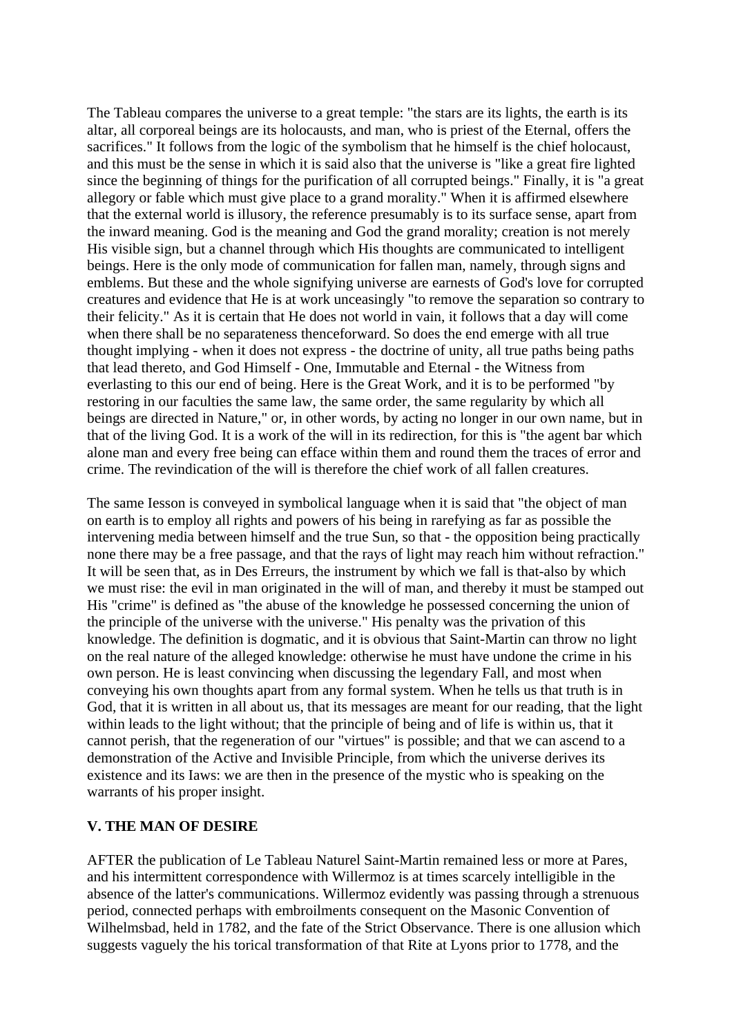The Tableau compares the universe to a great temple: "the stars are its lights, the earth is its altar, all corporeal beings are its holocausts, and man, who is priest of the Eternal, offers the sacrifices." It follows from the logic of the symbolism that he himself is the chief holocaust, and this must be the sense in which it is said also that the universe is "like a great fire lighted since the beginning of things for the purification of all corrupted beings." Finally, it is "a great allegory or fable which must give place to a grand morality." When it is affirmed elsewhere that the external world is illusory, the reference presumably is to its surface sense, apart from the inward meaning. God is the meaning and God the grand morality; creation is not merely His visible sign, but a channel through which His thoughts are communicated to intelligent beings. Here is the only mode of communication for fallen man, namely, through signs and emblems. But these and the whole signifying universe are earnests of God's love for corrupted creatures and evidence that He is at work unceasingly "to remove the separation so contrary to their felicity." As it is certain that He does not world in vain, it follows that a day will come when there shall be no separateness thenceforward. So does the end emerge with all true thought implying - when it does not express - the doctrine of unity, all true paths being paths that lead thereto, and God Himself - One, Immutable and Eternal - the Witness from everlasting to this our end of being. Here is the Great Work, and it is to be performed "by restoring in our faculties the same law, the same order, the same regularity by which all beings are directed in Nature," or, in other words, by acting no longer in our own name, but in that of the living God. It is a work of the will in its redirection, for this is "the agent bar which alone man and every free being can efface within them and round them the traces of error and crime. The revindication of the will is therefore the chief work of all fallen creatures.

The same Iesson is conveyed in symbolical language when it is said that "the object of man on earth is to employ all rights and powers of his being in rarefying as far as possible the intervening media between himself and the true Sun, so that - the opposition being practically none there may be a free passage, and that the rays of light may reach him without refraction." It will be seen that, as in Des Erreurs, the instrument by which we fall is that-also by which we must rise: the evil in man originated in the will of man, and thereby it must be stamped out His "crime" is defined as "the abuse of the knowledge he possessed concerning the union of the principle of the universe with the universe." His penalty was the privation of this knowledge. The definition is dogmatic, and it is obvious that Saint-Martin can throw no light on the real nature of the alleged knowledge: otherwise he must have undone the crime in his own person. He is least convincing when discussing the legendary Fall, and most when conveying his own thoughts apart from any formal system. When he tells us that truth is in God, that it is written in all about us, that its messages are meant for our reading, that the light within leads to the light without; that the principle of being and of life is within us, that it cannot perish, that the regeneration of our "virtues" is possible; and that we can ascend to a demonstration of the Active and Invisible Principle, from which the universe derives its existence and its Iaws: we are then in the presence of the mystic who is speaking on the warrants of his proper insight.

## V. THE MAN OF DESIRE

AFTER the publication of Le Tableau Naturel Saint-Martin remained less or more at Pares, and his intermittent correspondence with Willermoz is at times scarcely intelligible in the absence of the latter's communications. Willermoz evidently was passing through a strenuous period, connected perhaps with embroilments consequent on the Masonic Convention of Wilhelmsbad, held in 1782, and the fate of the Strict Observance. There is one allusion which suggests vaguely the his torical transformation of that Rite at Lyons prior to 1778, and the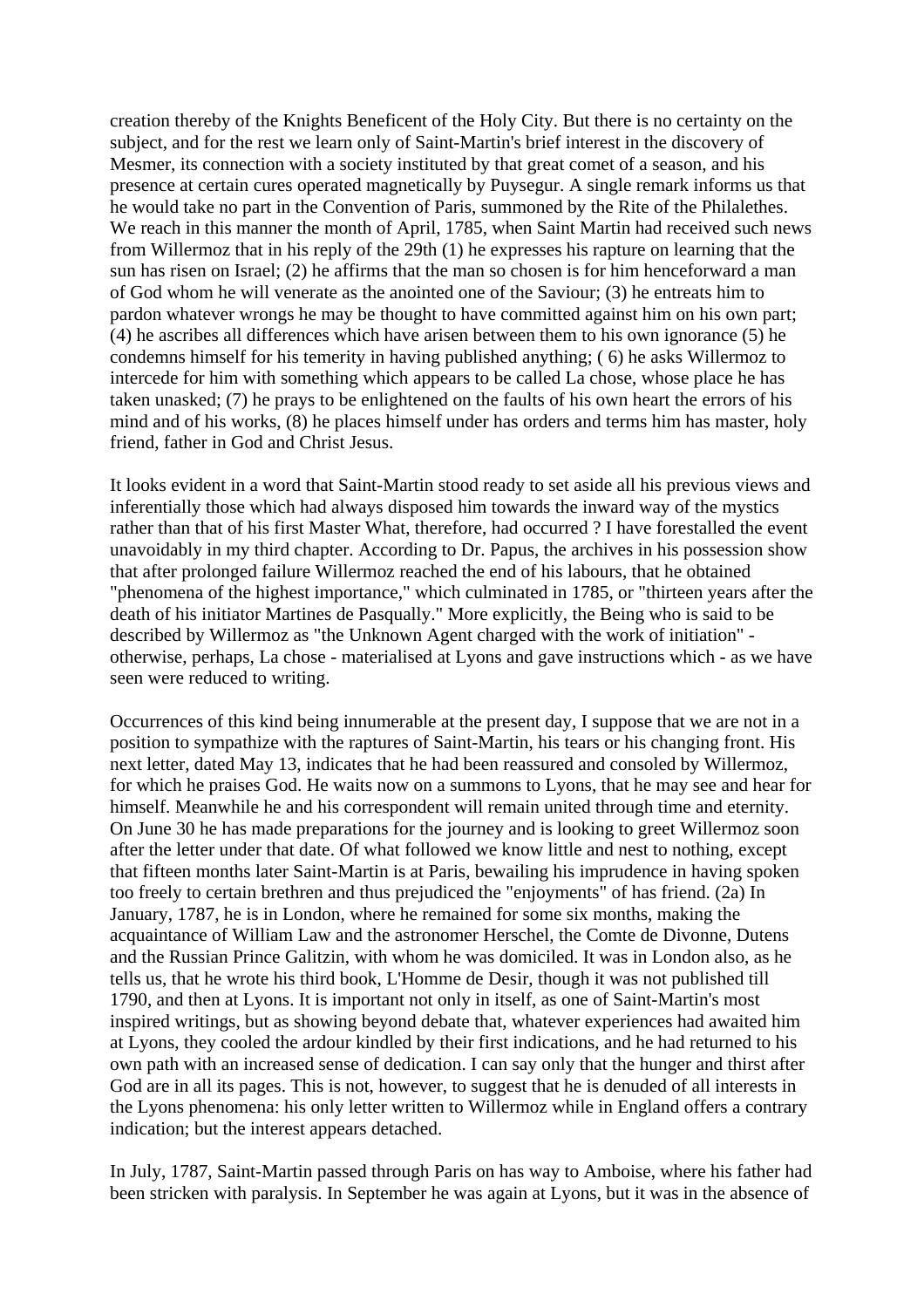creation thereby of the Knights Beneficent of the Holy City. But there is no certainty on the subject, and for the rest we learn only of Saint-Martin's brief interest in the discovery of Mesmer, its connection with a society instituted by that great comet of a season, and his presence at certain cures operated magnetically by Puysegur. A single remark informs us that he would take no part in the Convention of Paris, summoned by the Rite of the Philalethes. We reach in this manner the month of April, 1785, when Saint Martin had received such news from Willermoz that in his reply of the 29th (1) he expresses his rapture on learning that the sun has risen on Israel; (2) he affirms that the man so chosen is for him henceforward a man of God whom he will venerate as the anointed one of the Saviour; (3) he entreats him to pardon whatever wrongs he may be thought to have committed against him on his own part; (4) he ascribes all differences which have arisen between them to his own ignorance (5) he condemns himself for his temerity in having published anything; ( 6) he asks Willermoz to intercede for him with something which appears to be called La chose, whose place he has taken unasked; (7) he prays to be enlightened on the faults of his own heart the errors of his mind and of his works, (8) he places himself under has orders and terms him has master, holy friend, father in God and Christ Jesus.

It looks evident in a word that Saint-Martin stood ready to set aside all his previous views and inferentially those which had always disposed him towards the inward way of the mystics rather than that of his first Master What, therefore, had occurred ? I have forestalled the event unavoidably in my third chapter. According to Dr. Papus, the archives in his possession show that after prolonged failure Willermoz reached the end of his labours, that he obtained "phenomena of the highest importance," which culminated in 1785, or "thirteen years after the death of his initiator Martines de Pasqually." More explicitly, the Being who is said to be described by Willermoz as "the Unknown Agent charged with the work of initiation" - otherwise, perhaps, La chose - materialised at Lyons and gave instructions which - as we have seen were reduced to writing.

Occurrences of this kind being innumerable at the present day, I suppose that we are not in a position to sympathize with the raptures of Saint-Martin, his tears or his changing front. His next letter, dated May 13, indicates that he had been reassured and consoled by Willermoz, for which he praises God. He waits now on a summons to Lyons, that he may see and hear for himself. Meanwhile he and his correspondent will remain united through time and eternity. On June 30 he has made preparations for the journey and is looking to greet Willermoz soon after the letter under that date. Of what followed we know little and nest to nothing, except that fifteen months later Saint-Martin is at Paris, bewailing his imprudence in having spoken too freely to certain brethren and thus prejudiced the "enjoyments" of has friend. (2a) In January, 1787, he is in London, where he remained for some six months, making the acquaintance of William Law and the astronomer Herschel, the Comte de Divonne, Dutens and the Russian Prince Galitzin, with whom he was domiciled. It was in London also, as he tells us, that he wrote his third book, L'Homme de Desir, though it was not published till 1790, and then at Lyons. It is important not only in itself, as one of Saint-Martin's most inspired writings, but as showing beyond debate that, whatever experiences had awaited him at Lyons, they cooled the ardour kindled by their first indications, and he had returned to his own path with an increased sense of dedication. I can say only that the hunger and thirst after God are in all its pages. This is not, however, to suggest that he is denuded of all interests in the Lyons phenomena: his only letter written to Willermoz while in England offers a contrary indication; but the interest appears detached.

In July, 1787, Saint-Martin passed through Paris on has way to Amboise, where his father had been stricken with paralysis. In September he was again at Lyons, but it was in the absence of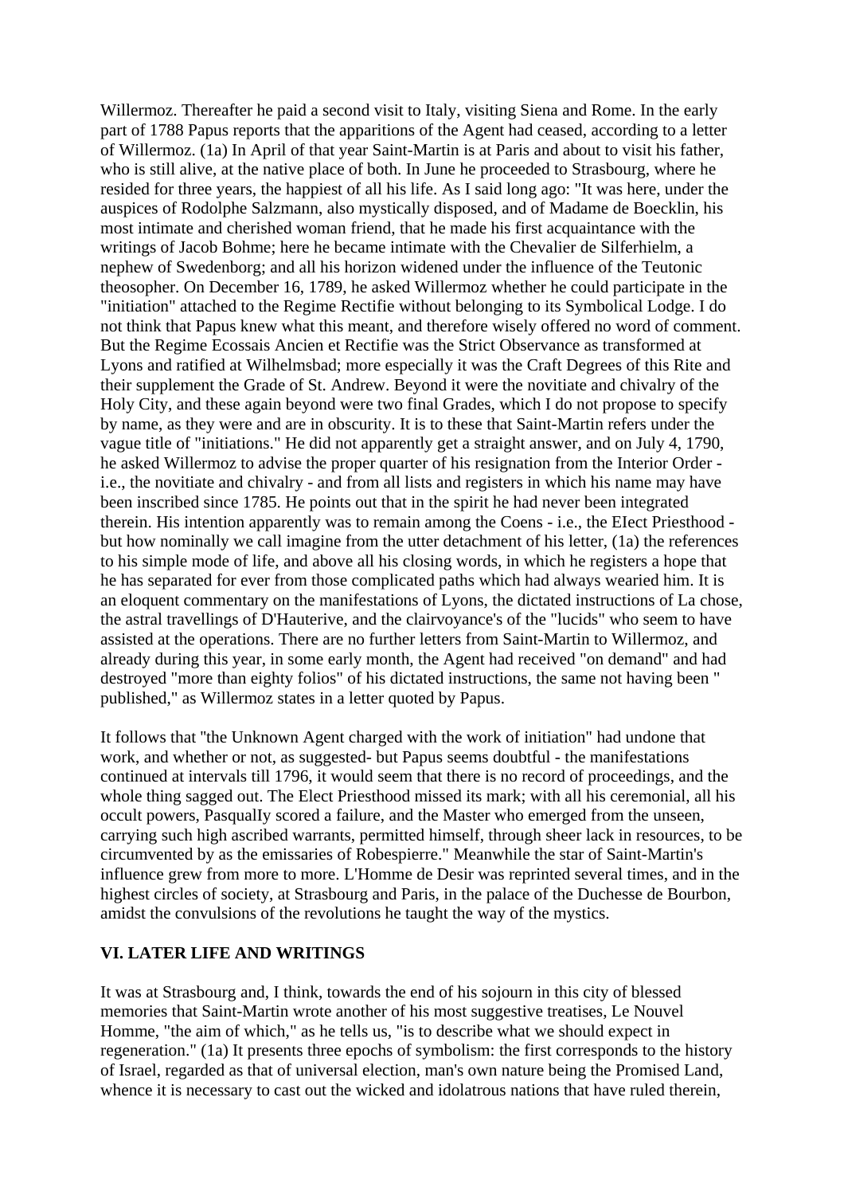Willermoz. Thereafter he paid a second visit to Italy, visiting Siena and Rome. In the early part of 1788 Papus reports that the apparitions of the Agent had ceased, according to a letter of Willermoz. (1a) In April of that year Saint-Martin is at Paris and about to visit his father, who is still alive, at the native place of both. In June he proceeded to Strasbourg, where he resided for three years, the happiest of all his life. As I said long ago: "It was here, under the auspices of Rodolphe Salzmann, also mystically disposed, and of Madame de Boecklin, his most intimate and cherished woman friend, that he made his first acquaintance with the writings of Jacob Bohme; here he became intimate with the Chevalier de Silferhielm, a nephew of Swedenborg; and all his horizon widened under the influence of the Teutonic theosopher. On December 16, 1789, he asked Willermoz whether he could participate in the "initiation" attached to the Regime Rectifie without belonging to its Symbolical Lodge. I do not think that Papus knew what this meant, and therefore wisely offered no word of comment. But the Regime Ecossais Ancien et Rectifie was the Strict Observance as transformed at Lyons and ratified at Wilhelmsbad; more especially it was the Craft Degrees of this Rite and their supplement the Grade of St. Andrew. Beyond it were the novitiate and chivalry of the Holy City, and these again beyond were two final Grades, which I do not propose to specify by name, as they were and are in obscurity. It is to these that Saint-Martin refers under the vague title of "initiations." He did not apparently get a straight answer, and on July 4, 1790, he asked Willermoz to advise the proper quarter of his resignation from the Interior Order - i.e., the novitiate and chivalry - and from all lists and registers in which his name may have been inscribed since 1785. He points out that in the spirit he had never been integrated therein. His intention apparently was to remain among the Coens - i.e., the EIect Priesthood - but how nominally we call imagine from the utter detachment of his letter, (1a) the references to his simple mode of life, and above all his closing words, in which he registers a hope that he has separated for ever from those complicated paths which had always wearied him. It is an eloquent commentary on the manifestations of Lyons, the dictated instructions of La chose, the astral travellings of D'Hauterive, and the clairvoyance's of the "lucids" who seem to have assisted at the operations. There are no further letters from Saint-Martin to Willermoz, and already during this year, in some early month, the Agent had received "on demand" and had destroyed "more than eighty folios" of his dictated instructions, the same not having been " published," as Willermoz states in a letter quoted by Papus.

It follows that "the Unknown Agent charged with the work of initiation" had undone that work, and whether or not, as suggested- but Papus seems doubtful - the manifestations continued at intervals till 1796, it would seem that there is no record of proceedings, and the whole thing sagged out. The Elect Priesthood missed its mark; with all his ceremonial, all his occult powers, PasquaIly scored a failure, and the Master who emerged from the unseen, carrying such high ascribed warrants, permitted himself, through sheer lack in resources, to be circumvented by as the emissaries of Robespierre." Meanwhile the star of Saint-Martin's influence grew from more to more. L'Homme de Desir was reprinted several times, and in the highest circles of society, at Strasbourg and Paris, in the palace of the Duchesse de Bourbon, amidst the convulsions of the revolutions he taught the way of the mystics.

## VI. LATER LIFE AND WRITINGS

It was at Strasbourg and, I think, towards the end of his sojourn in this city of blessed memories that Saint-Martin wrote another of his most suggestive treatises, Le Nouvel Homme, "the aim of which," as he tells us, "is to describe what we should expect in regeneration." (1a) It presents three epochs of symbolism: the first corresponds to the history of Israel, regarded as that of universal election, man's own nature being the Promised Land, whence it is necessary to cast out the wicked and idolatrous nations that have ruled therein,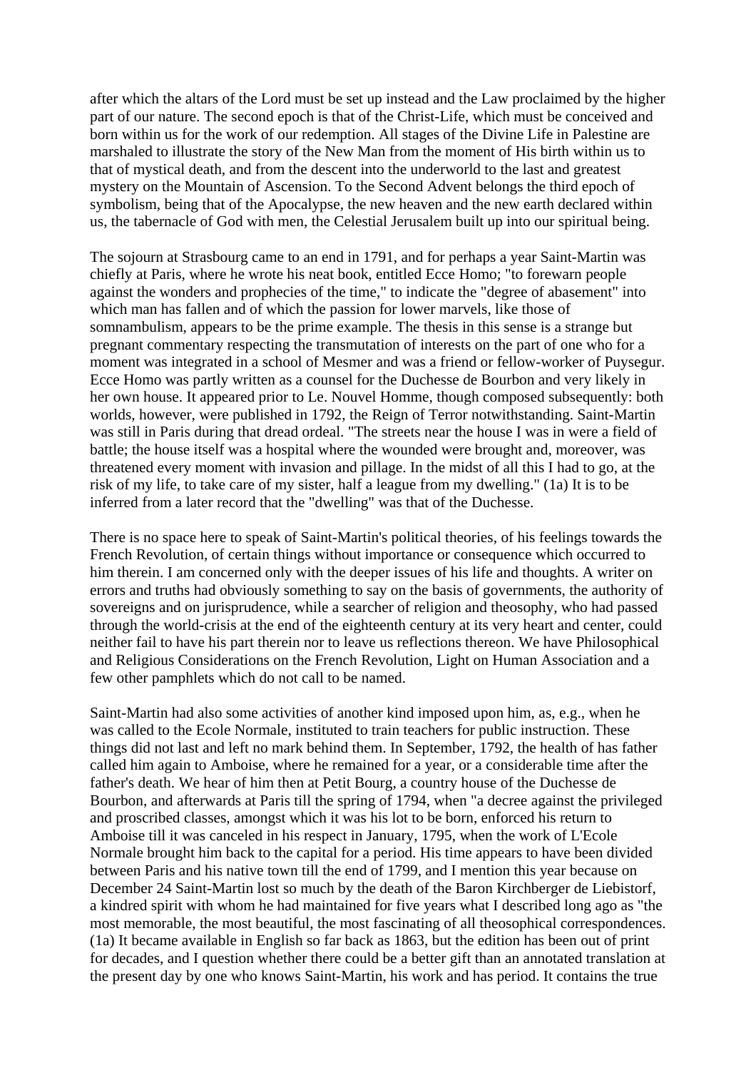after which the altars of the Lord must be set up instead and the Law proclaimed by the higher part of our nature. The second epoch is that of the Christ-Life, which must be conceived and born within us for the work of our redemption. All stages of the Divine Life in Palestine are marshaled to illustrate the story of the New Man from the moment of His birth within us to that of mystical death, and from the descent into the underworld to the last and greatest mystery on the Mountain of Ascension. To the Second Advent belongs the third epoch of symbolism, being that of the Apocalypse, the new heaven and the new earth declared within us, the tabernacle of God with men, the Celestial Jerusalem built up into our spiritual being.

The sojourn at Strasbourg came to an end in 1791, and for perhaps a year Saint-Martin was chiefly at Paris, where he wrote his neat book, entitled Ecce Homo; "to forewarn people against the wonders and prophecies of the time," to indicate the "degree of abasement" into which man has fallen and of which the passion for lower marvels, like those of somnambulism, appears to be the prime example. The thesis in this sense is a strange but pregnant commentary respecting the transmutation of interests on the part of one who for a moment was integrated in a school of Mesmer and was a friend or fellow-worker of Puysegur. Ecce Homo was partly written as a counsel for the Duchesse de Bourbon and very likely in her own house. It appeared prior to Le. Nouvel Homme, though composed subsequently: both worlds, however, were published in 1792, the Reign of Terror notwithstanding. Saint-Martin was still in Paris during that dread ordeal. "The streets near the house I was in were a field of battle; the house itself was a hospital where the wounded were brought and, moreover, was threatened every moment with invasion and pillage. In the midst of all this I had to go, at the risk of my life, to take care of my sister, half a league from my dwelling." (1a) It is to be inferred from a later record that the "dwelling" was that of the Duchesse.

There is no space here to speak of Saint-Martin's political theories, of his feelings towards the French Revolution, of certain things without importance or consequence which occurred to him therein. I am concerned only with the deeper issues of his life and thoughts. A writer on errors and truths had obviously something to say on the basis of governments, the authority of sovereigns and on jurisprudence, while a searcher of religion and theosophy, who had passed through the world-crisis at the end of the eighteenth century at its very heart and center, could neither fail to have his part therein nor to leave us reflections thereon. We have Philosophical and Religious Considerations on the French Revolution, Light on Human Association and a few other pamphlets which do not call to be named.

Saint-Martin had also some activities of another kind imposed upon him, as, e.g., when he was called to the Ecole Normale, instituted to train teachers for public instruction. These things did not last and left no mark behind them. In September, 1792, the health of has father called him again to Amboise, where he remained for a year, or a considerable time after the father's death. We hear of him then at Petit Bourg, a country house of the Duchesse de Bourbon, and afterwards at Paris till the spring of 1794, when "a decree against the privileged and proscribed classes, amongst which it was his lot to be born, enforced his return to Amboise till it was canceled in his respect in January, 1795, when the work of L'Ecole Normale brought him back to the capital for a period. His time appears to have been divided between Paris and his native town till the end of 1799, and I mention this year because on December 24 Saint-Martin lost so much by the death of the Baron Kirchberger de Liebistorf, a kindred spirit with whom he had maintained for five years what I described long ago as "the most memorable, the most beautiful, the most fascinating of all theosophical correspondences. (1a) It became available in English so far back as 1863, but the edition has been out of print for decades, and I question whether there could be a better gift than an annotated translation at the present day by one who knows Saint-Martin, his work and has period. It contains the true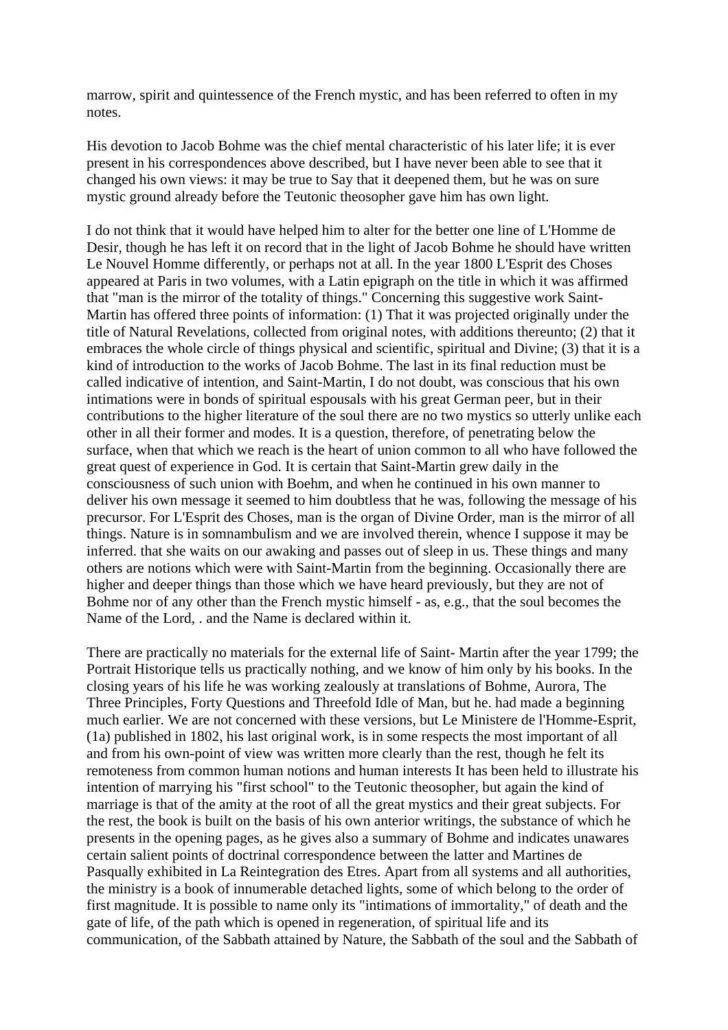marrow, spirit and quintessence of the French mystic, and has been referred to often in my notes.

His devotion to Jacob Bohme was the chief mental characteristic of his later life; it is ever present in his correspondences above described, but I have never been able to see that it changed his own views: it may be true to Say that it deepened them, but he was on sure mystic ground already before the Teutonic theosopher gave him has own light.

I do not think that it would have helped him to alter for the better one line of L'Homme de Desir, though he has left it on record that in the light of Jacob Bohme he should have written Le Nouvel Homme differently, or perhaps not at all. In the year 1800 L'Esprit des Choses appeared at Paris in two volumes, with a Latin epigraph on the title in which it was affirmed that "man is the mirror of the totality of things." Concerning this suggestive work Saint-Martin has offered three points of information: (1) That it was projected originally under the title of Natural Revelations, collected from original notes, with additions thereunto; (2) that it embraces the whole circle of things physical and scientific, spiritual and Divine; (3) that it is a kind of introduction to the works of Jacob Bohme. The last in its final reduction must be called indicative of intention, and Saint-Martin, I do not doubt, was conscious that his own intimations were in bonds of spiritual espousals with his great German peer, but in their contributions to the higher literature of the soul there are no two mystics so utterly unlike each other in all their former and modes. It is a question, therefore, of penetrating below the surface, when that which we reach is the heart of union common to all who have followed the great quest of experience in God. It is certain that Saint-Martin grew daily in the consciousness of such union with Boehm, and when he continued in his own manner to deliver his own message it seemed to him doubtless that he was, following the message of his precursor. For L'Esprit des Choses, man is the organ of Divine Order, man is the mirror of all things. Nature is in somnambulism and we are involved therein, whence I suppose it may be inferred. that she waits on our awaking and passes out of sleep in us. These things and many others are notions which were with Saint-Martin from the beginning. Occasionally there are higher and deeper things than those which we have heard previously, but they are not of Bohme nor of any other than the French mystic himself - as, e.g., that the soul becomes the Name of the Lord, . and the Name is declared within it.

There are practically no materials for the external life of Saint- Martin after the year 1799; the Portrait Historique tells us practically nothing, and we know of him only by his books. In the closing years of his life he was working zealously at translations of Bohme, Aurora, The Three Principles, Forty Questions and Threefold Idle of Man, but he. had made a beginning much earlier. We are not concerned with these versions, but Le Ministere de l'Homme-Esprit, (1a) published in 1802, his last original work, is in some respects the most important of all and from his own-point of view was written more clearly than the rest, though he felt its remoteness from common human notions and human interests It has been held to illustrate his intention of marrying his "first school" to the Teutonic theosopher, but again the kind of marriage is that of the amity at the root of all the great mystics and their great subjects. For the rest, the book is built on the basis of his own anterior writings, the substance of which he presents in the opening pages, as he gives also a summary of Bohme and indicates unawares certain salient points of doctrinal correspondence between the latter and Martines de Pasqually exhibited in La Reintegration des Etres. Apart from all systems and all authorities, the ministry is a book of innumerable detached lights, some of which belong to the order of first magnitude. It is possible to name only its "intimations of immortality," of death and the gate of life, of the path which is opened in regeneration, of spiritual life and its communication, of the Sabbath attained by Nature, the Sabbath of the soul and the Sabbath of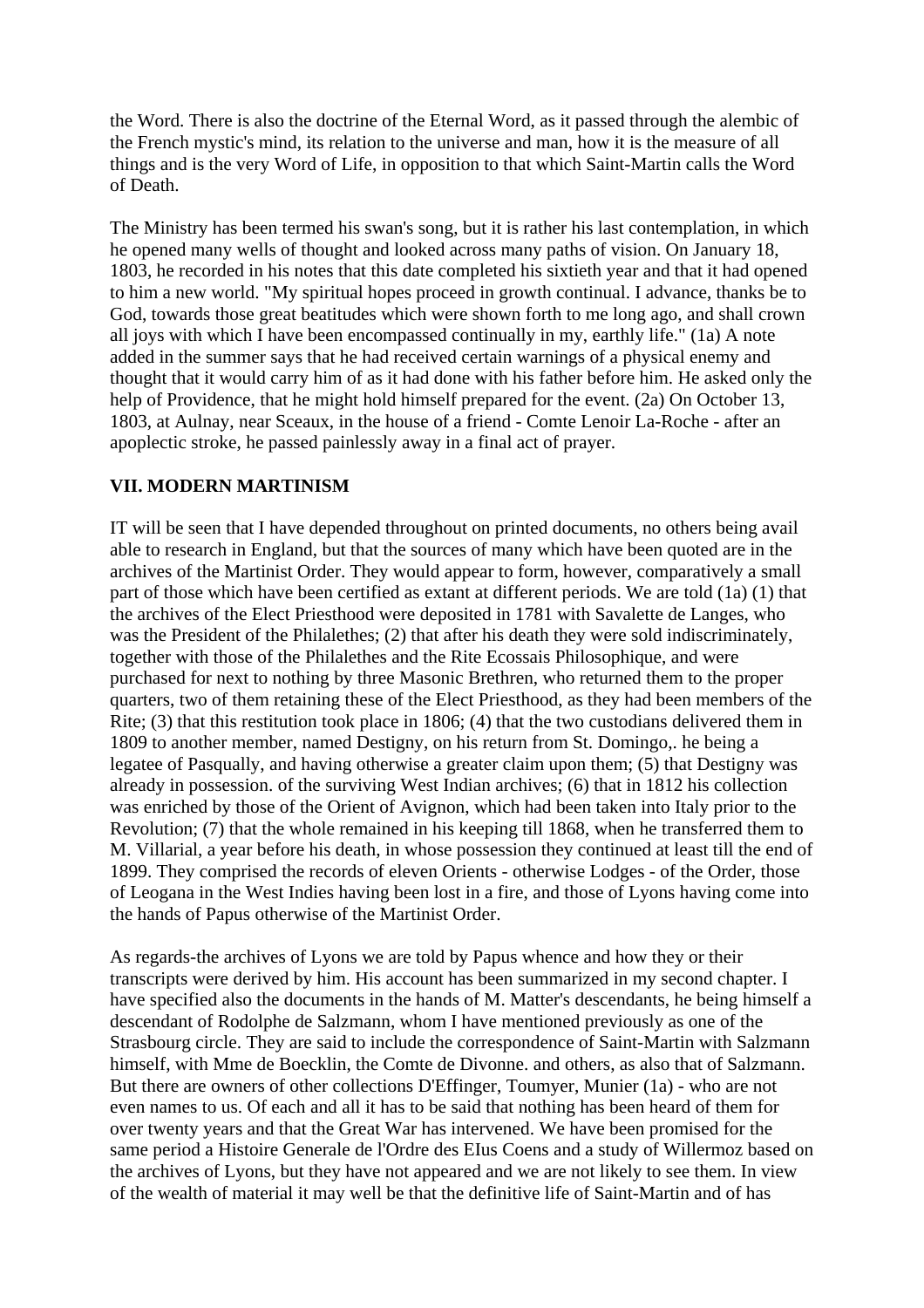the Word. There is also the doctrine of the Eternal Word, as it passed through the alembic of the French mystic's mind, its relation to the universe and man, how it is the measure of all things and is the very Word of Life, in opposition to that which Saint-Martin calls the Word of Death.

The Ministry has been termed his swan's song, but it is rather his last contemplation, in which he opened many wells of thought and looked across many paths of vision. On January 18, 1803, he recorded in his notes that this date completed his sixtieth year and that it had opened to him a new world. "My spiritual hopes proceed in growth continual. I advance, thanks be to God, towards those great beatitudes which were shown forth to me long ago, and shall crown all joys with which I have been encompassed continually in my, earthly life." (1a) A note added in the summer says that he had received certain warnings of a physical enemy and thought that it would carry him of as it had done with his father before him. He asked only the help of Providence, that he might hold himself prepared for the event. (2a) On October 13, 1803, at Aulnay, near Sceaux, in the house of a friend - Comte Lenoir La-Roche - after an apoplectic stroke, he passed painlessly away in a final act of prayer.

## VII. MODERN MARTINISM

IT will be seen that I have depended throughout on printed documents, no others being avail able to research in England, but that the sources of many which have been quoted are in the archives of the Martinist Order. They would appear to form, however, comparatively a small part of those which have been certified as extant at different periods. We are told (1a) (1) that the archives of the Elect Priesthood were deposited in 1781 with Savalette de Langes, who was the President of the Philalethes; (2) that after his death they were sold indiscriminately, together with those of the Philalethes and the Rite Ecossais Philosophique, and were purchased for next to nothing by three Masonic Brethren, who returned them to the proper quarters, two of them retaining these of the Elect Priesthood, as they had been members of the Rite; (3) that this restitution took place in 1806; (4) that the two custodians delivered them in 1809 to another member, named Destigny, on his return from St. Domingo,. he being a legatee of Pasqually, and having otherwise a greater claim upon them; (5) that Destigny was already in possession. of the surviving West Indian archives; (6) that in 1812 his collection was enriched by those of the Orient of Avignon, which had been taken into Italy prior to the Revolution; (7) that the whole remained in his keeping till 1868, when he transferred them to M. Villarial, a year before his death, in whose possession they continued at least till the end of 1899. They comprised the records of eleven Orients - otherwise Lodges - of the Order, those of Leogana in the West Indies having been lost in a fire, and those of Lyons having come into the hands of Papus otherwise of the Martinist Order.

As regards-the archives of Lyons we are told by Papus whence and how they or their transcripts were derived by him. His account has been summarized in my second chapter. I have specified also the documents in the hands of M. Matter's descendants, he being himself a descendant of Rodolphe de Salzmann, whom I have mentioned previously as one of the Strasbourg circle. They are said to include the correspondence of Saint-Martin with Salzmann himself, with Mme de Boecklin, the Comte de Divonne. and others, as also that of Salzmann. But there are owners of other collections D'Effinger, Toumyer, Munier (1a) - who are not even names to us. Of each and all it has to be said that nothing has been heard of them for over twenty years and that the Great War has intervened. We have been promised for the same period a Histoire Generale de l'Ordre des EIus Coens and a study of Willermoz based on the archives of Lyons, but they have not appeared and we are not likely to see them. In view of the wealth of material it may well be that the definitive life of Saint-Martin and of has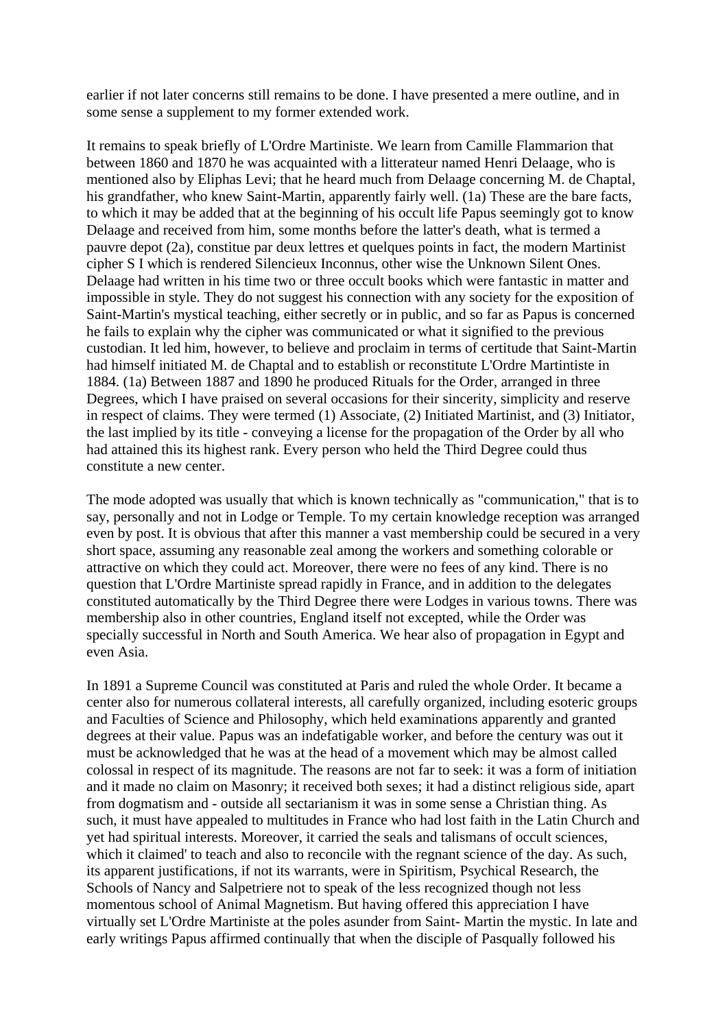earlier if not later concerns still remains to be done. I have presented a mere outline, and in some sense a supplement to my former extended work.

It remains to speak briefly of L'Ordre Martiniste. We learn from Camille Flammarion that between 1860 and 1870 he was acquainted with a litterateur named Henri Delaage, who is mentioned also by Eliphas Levi; that he heard much from Delaage concerning M. de Chaptal, his grandfather, who knew Saint-Martin, apparently fairly well. (1a) These are the bare facts, to which it may be added that at the beginning of his occult life Papus seemingly got to know Delaage and received from him, some months before the latter's death, what is termed a pauvre depot (2a), constitue par deux lettres et quelques points in fact, the modern Martinist cipher S I which is rendered Silencieux Inconnus, other wise the Unknown Silent Ones. Delaage had written in his time two or three occult books which were fantastic in matter and impossible in style. They do not suggest his connection with any society for the exposition of Saint-Martin's mystical teaching, either secretly or in public, and so far as Papus is concerned he fails to explain why the cipher was communicated or what it signified to the previous custodian. It led him, however, to believe and proclaim in terms of certitude that Saint-Martin had himself initiated M. de Chaptal and to establish or reconstitute L'Ordre Martintiste in 1884. (1a) Between 1887 and 1890 he produced Rituals for the Order, arranged in three Degrees, which I have praised on several occasions for their sincerity, simplicity and reserve in respect of claims. They were termed (1) Associate, (2) Initiated Martinist, and (3) Initiator, the last implied by its title - conveying a license for the propagation of the Order by all who had attained this its highest rank. Every person who held the Third Degree could thus constitute a new center.

The mode adopted was usually that which is known technically as "communication," that is to say, personally and not in Lodge or Temple. To my certain knowledge reception was arranged even by post. It is obvious that after this manner a vast membership could be secured in a very short space, assuming any reasonable zeal among the workers and something colorable or attractive on which they could act. Moreover, there were no fees of any kind. There is no question that L'Ordre Martiniste spread rapidly in France, and in addition to the delegates constituted automatically by the Third Degree there were Lodges in various towns. There was membership also in other countries, England itself not excepted, while the Order was specially successful in North and South America. We hear also of propagation in Egypt and even Asia.

In 1891 a Supreme Council was constituted at Paris and ruled the whole Order. It became a center also for numerous collateral interests, all carefully organized, including esoteric groups and Faculties of Science and Philosophy, which held examinations apparently and granted degrees at their value. Papus was an indefatigable worker, and before the century was out it must be acknowledged that he was at the head of a movement which may be almost called colossal in respect of its magnitude. The reasons are not far to seek: it was a form of initiation and it made no claim on Masonry; it received both sexes; it had a distinct religious side, apart from dogmatism and - outside all sectarianism it was in some sense a Christian thing. As such, it must have appealed to multitudes in France who had lost faith in the Latin Church and yet had spiritual interests. Moreover, it carried the seals and talismans of occult sciences, which it claimed' to teach and also to reconcile with the regnant science of the day. As such, its apparent justifications, if not its warrants, were in Spiritism, Psychical Research, the Schools of Nancy and Salpetriere not to speak of the less recognized though not less momentous school of Animal Magnetism. But having offered this appreciation I have virtually set L'Ordre Martiniste at the poles asunder from Saint- Martin the mystic. In late and early writings Papus affirmed continually that when the disciple of Pasqually followed his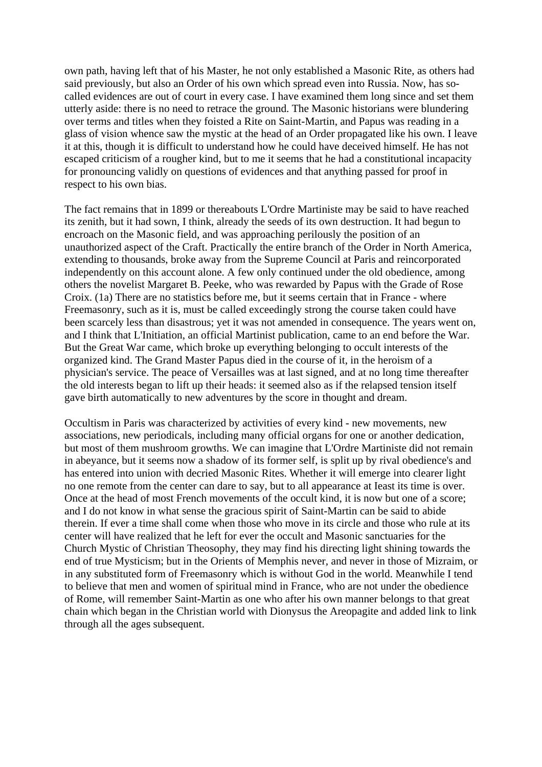own path, having left that of his Master, he not only established a Masonic Rite, as others had said previously, but also an Order of his own which spread even into Russia. Now, has so-called evidences are out of court in every case. I have examined them long since and set them utterly aside: there is no need to retrace the ground. The Masonic historians were blundering over terms and titles when they foisted a Rite on Saint-Martin, and Papus was reading in a glass of vision whence saw the mystic at the head of an Order propagated like his own. I leave it at this, though it is difficult to understand how he could have deceived himself. He has not escaped criticism of a rougher kind, but to me it seems that he had a constitutional incapacity for pronouncing validly on questions of evidences and that anything passed for proof in respect to his own bias.

The fact remains that in 1899 or thereabouts L'Ordre Martiniste may be said to have reached its zenith, but it had sown, I think, already the seeds of its own destruction. It had begun to encroach on the Masonic field, and was approaching perilously the position of an unauthorized aspect of the Craft. Practically the entire branch of the Order in North America, extending to thousands, broke away from the Supreme Council at Paris and reincorporated independently on this account alone. A few only continued under the old obedience, among others the novelist Margaret B. Peeke, who was rewarded by Papus with the Grade of Rose Croix. (1a) There are no statistics before me, but it seems certain that in France - where Freemasonry, such as it is, must be called exceedingly strong the course taken could have been scarcely less than disastrous; yet it was not amended in consequence. The years went on, and I think that L'Initiation, an official Martinist publication, came to an end before the War. But the Great War came, which broke up everything belonging to occult interests of the organized kind. The Grand Master Papus died in the course of it, in the heroism of a physician's service. The peace of Versailles was at last signed, and at no long time thereafter the old interests began to lift up their heads: it seemed also as if the relapsed tension itself gave birth automatically to new adventures by the score in thought and dream.

Occultism in Paris was characterized by activities of every kind - new movements, new associations, new periodicals, including many official organs for one or another dedication, but most of them mushroom growths. We can imagine that L'Ordre Martiniste did not remain in abeyance, but it seems now a shadow of its former self, is split up by rival obedience's and has entered into union with decried Masonic Rites. Whether it will emerge into clearer light no one remote from the center can dare to say, but to all appearance at Ieast its time is over. Once at the head of most French movements of the occult kind, it is now but one of a score; and I do not know in what sense the gracious spirit of Saint-Martin can be said to abide therein. If ever a time shall come when those who move in its circle and those who rule at its center will have realized that he left for ever the occult and Masonic sanctuaries for the Church Mystic of Christian Theosophy, they may find his directing light shining towards the end of true Mysticism; but in the Orients of Memphis never, and never in those of Mizraim, or in any substituted form of Freemasonry which is without God in the world. Meanwhile I tend to believe that men and women of spiritual mind in France, who are not under the obedience of Rome, will remember Saint-Martin as one who after his own manner belongs to that great chain which began in the Christian world with Dionysus the Areopagite and added link to link through all the ages subsequent.